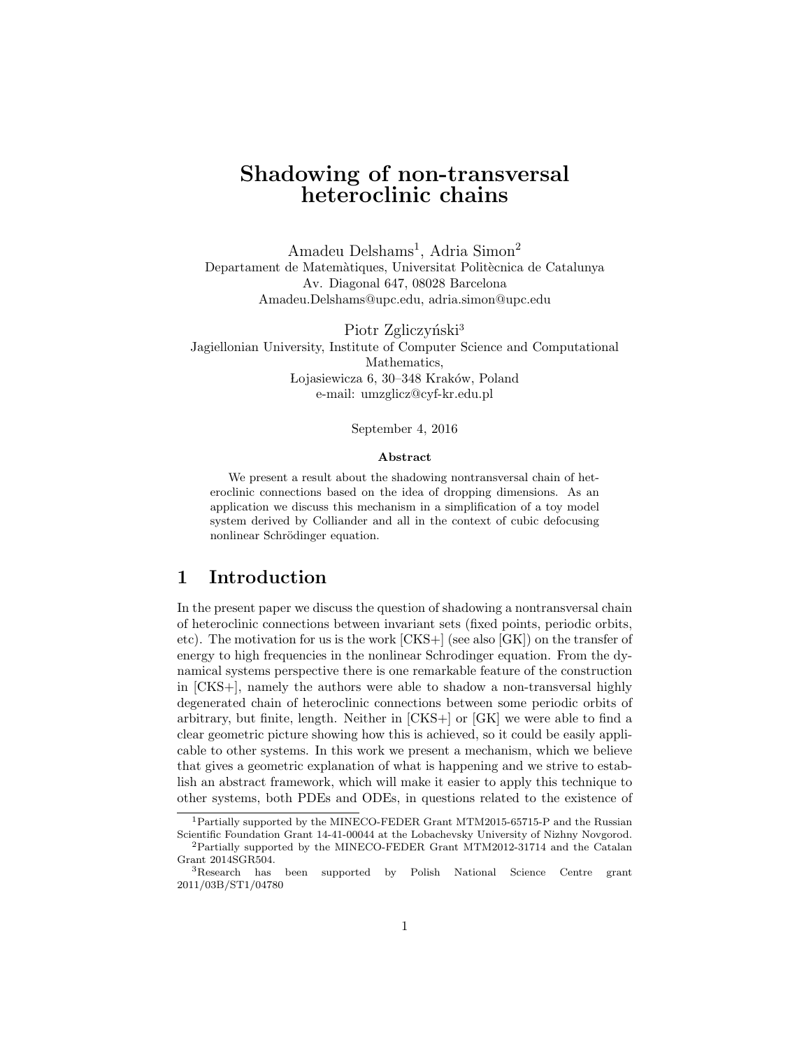# Shadowing of non-transversal heteroclinic chains

Amadeu Delshams[1], Adria Simon[2]
Departament de Matemàtiques, Universitat Politècnica de Catalunya
Av. Diagonal 647, 08028 Barcelona
Amadeu.Delshams@upc.edu, adria.simon@upc.edu

Piotr Zgliczyński[3]
Jagiellonian University, Institute of Computer Science and Computational Mathematics,
Łojasiewicza 6, 30–348 Kraków, Poland
e-mail: umzglicz@cyf-kr.edu.pl

September 4, 2016

**Abstract**

We present a result about the shadowing nontransversal chain of heteroclinic connections based on the idea of dropping dimensions. As an application we discuss this mechanism in a simplification of a toy model system derived by Colliander and all in the context of cubic defocusing nonlinear Schrödinger equation.

## 1 Introduction

In the present paper we discuss the question of shadowing a nontransversal chain of heteroclinic connections between invariant sets (fixed points, periodic orbits, etc). The motivation for us is the work [CKS+] (see also [GK]) on the transfer of energy to high frequencies in the nonlinear Schrodinger equation. From the dynamical systems perspective there is one remarkable feature of the construction in [CKS+], namely the authors were able to shadow a non-transversal highly degenerated chain of heteroclinic connections between some periodic orbits of arbitrary, but finite, length. Neither in [CKS+] or [GK] we were able to find a clear geometric picture showing how this is achieved, so it could be easily applicable to other systems. In this work we present a mechanism, which we believe that gives a geometric explanation of what is happening and we strive to establish an abstract framework, which will make it easier to apply this technique to other systems, both PDEs and ODEs, in questions related to the existence of

[1] Partially supported by the MINECO-FEDER Grant MTM2015-65715-P and the Russian Scientific Foundation Grant 14-41-00044 at the Lobachevsky University of Nizhny Novgorod.

[2] Partially supported by the MINECO-FEDER Grant MTM2012-31714 and the Catalan Grant 2014SGR504.

[3] Research has been supported by Polish National Science Centre grant 2011/03B/ST1/04780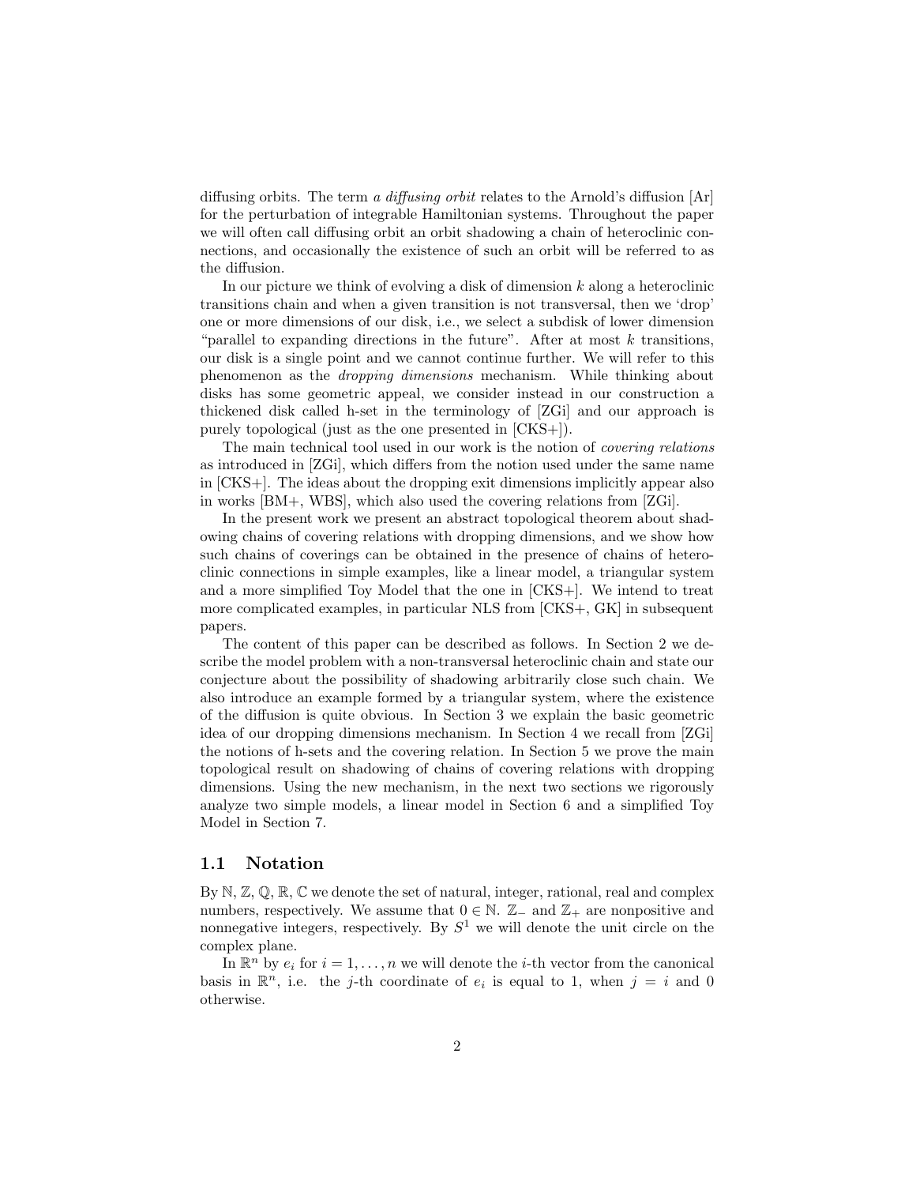diffusing orbits. The term *a diffusing orbit* relates to the Arnold's diffusion [Ar] for the perturbation of integrable Hamiltonian systems. Throughout the paper we will often call diffusing orbit an orbit shadowing a chain of heteroclinic connections, and occasionally the existence of such an orbit will be referred to as the diffusion.

In our picture we think of evolving a disk of dimension $k$ along a heteroclinic transitions chain and when a given transition is not transversal, then we 'drop' one or more dimensions of our disk, i.e., we select a subdisk of lower dimension "parallel to expanding directions in the future". After at most $k$ transitions, our disk is a single point and we cannot continue further. We will refer to this phenomenon as the *dropping dimensions* mechanism. While thinking about disks has some geometric appeal, we consider instead in our construction a thickened disk called h-set in the terminology of [ZGi] and our approach is purely topological (just as the one presented in [CKS+]).

The main technical tool used in our work is the notion of *covering relations* as introduced in [ZGi], which differs from the notion used under the same name in [CKS+]. The ideas about the dropping exit dimensions implicitly appear also in works [BM+, WBS], which also used the covering relations from [ZGi].

In the present work we present an abstract topological theorem about shadowing chains of covering relations with dropping dimensions, and we show how such chains of coverings can be obtained in the presence of chains of heteroclinic connections in simple examples, like a linear model, a triangular system and a more simplified Toy Model that the one in [CKS+]. We intend to treat more complicated examples, in particular NLS from [CKS+, GK] in subsequent papers.

The content of this paper can be described as follows. In Section 2 we describe the model problem with a non-transversal heteroclinic chain and state our conjecture about the possibility of shadowing arbitrarily close such chain. We also introduce an example formed by a triangular system, where the existence of the diffusion is quite obvious. In Section 3 we explain the basic geometric idea of our dropping dimensions mechanism. In Section 4 we recall from [ZGi] the notions of h-sets and the covering relation. In Section 5 we prove the main topological result on shadowing of chains of covering relations with dropping dimensions. Using the new mechanism, in the next two sections we rigorously analyze two simple models, a linear model in Section 6 and a simplified Toy Model in Section 7.

## 1.1 Notation

By $\mathbb{N}$, $\mathbb{Z}$, $\mathbb{Q}$, $\mathbb{R}$, $\mathbb{C}$ we denote the set of natural, integer, rational, real and complex numbers, respectively. We assume that $0 \in \mathbb{N}$. $\mathbb{Z}_-$ and $\mathbb{Z}_+$ are nonpositive and nonnegative integers, respectively. By $S^1$ we will denote the unit circle on the complex plane.

In $\mathbb{R}^n$ by $e_i$ for $i = 1, \ldots, n$ we will denote the $i$-th vector from the canonical basis in $\mathbb{R}^n$, i.e. the $j$-th coordinate of $e_i$ is equal to 1, when $j = i$ and 0 otherwise.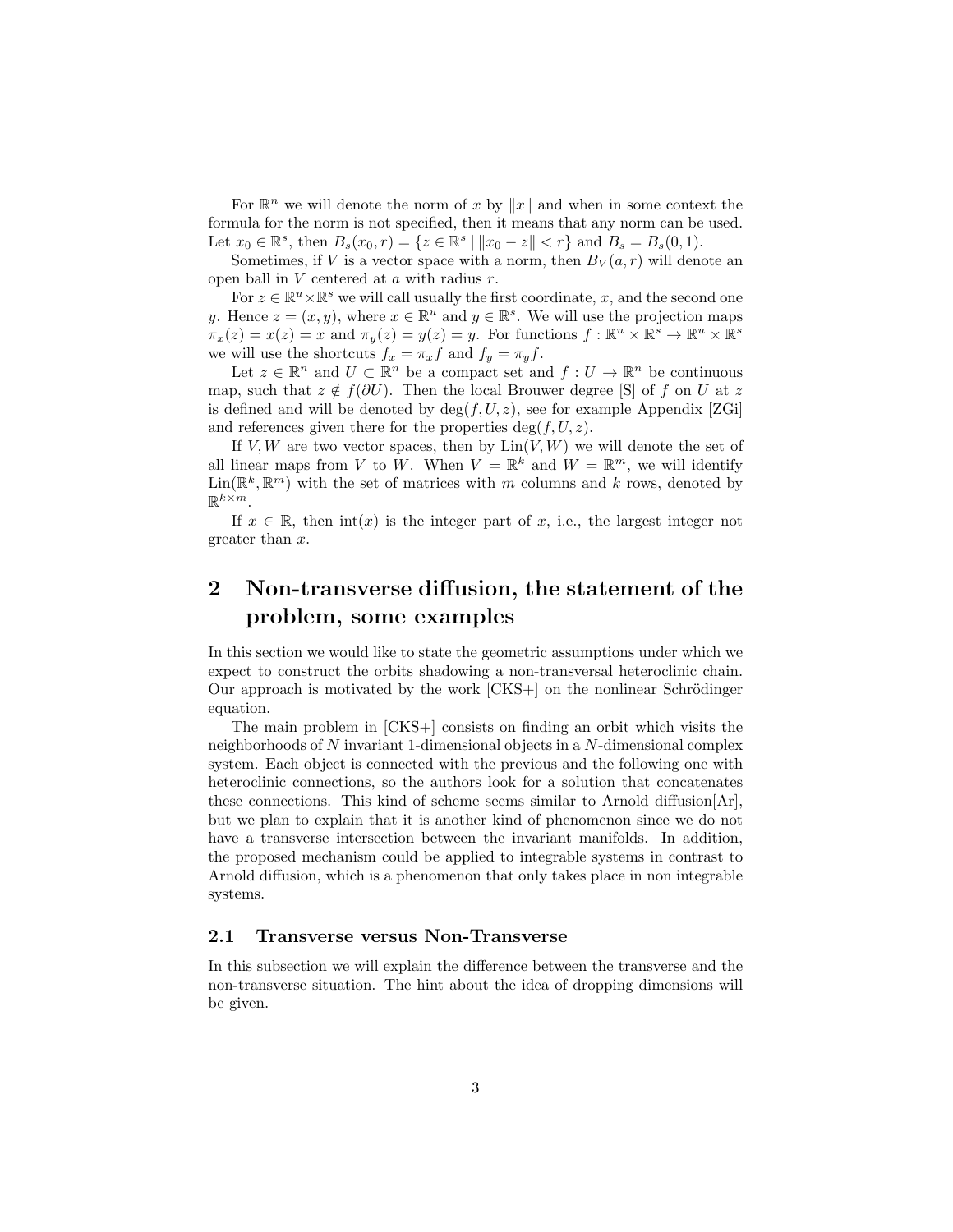For $\mathbb{R}^n$ we will denote the norm of $x$ by $\|x\|$ and when in some context the formula for the norm is not specified, then it means that any norm can be used. Let $x_0 \in \mathbb{R}^s$, then $B_s(x_0, r) = \{z \in \mathbb{R}^s \mid \|x_0 - z\| < r\}$ and $B_s = B_s(0, 1)$.

Sometimes, if $V$ is a vector space with a norm, then $B_V(a, r)$ will denote an open ball in $V$ centered at $a$ with radius $r$.

For $z \in \mathbb{R}^u \times \mathbb{R}^s$ we will call usually the first coordinate, $x$, and the second one $y$. Hence $z = (x, y)$, where $x \in \mathbb{R}^u$ and $y \in \mathbb{R}^s$. We will use the projection maps $\pi_x(z) = x(z) = x$ and $\pi_y(z) = y(z) = y$. For functions $f : \mathbb{R}^u \times \mathbb{R}^s \to \mathbb{R}^u \times \mathbb{R}^s$ we will use the shortcuts $f_x = \pi_x f$ and $f_y = \pi_y f$.

Let $z \in \mathbb{R}^n$ and $U \subset \mathbb{R}^n$ be a compact set and $f : U \to \mathbb{R}^n$ be continuous map, such that $z \notin f(\partial U)$. Then the local Brouwer degree [S] of $f$ on $U$ at $z$ is defined and will be denoted by $\deg(f, U, z)$, see for example Appendix [ZGi] and references given there for the properties $\deg(f, U, z)$.

If $V, W$ are two vector spaces, then by $\mathrm{Lin}(V, W)$ we will denote the set of all linear maps from $V$ to $W$. When $V = \mathbb{R}^k$ and $W = \mathbb{R}^m$, we will identify $\mathrm{Lin}(\mathbb{R}^k, \mathbb{R}^m)$ with the set of matrices with $m$ columns and $k$ rows, denoted by $\mathbb{R}^{k \times m}$.

If $x \in \mathbb{R}$, then $\mathrm{int}(x)$ is the integer part of $x$, i.e., the largest integer not greater than $x$.

# 2 Non-transverse diffusion, the statement of the problem, some examples

In this section we would like to state the geometric assumptions under which we expect to construct the orbits shadowing a non-transversal heteroclinic chain. Our approach is motivated by the work [CKS+] on the nonlinear Schrödinger equation.

The main problem in [CKS+] consists on finding an orbit which visits the neighborhoods of $N$ invariant 1-dimensional objects in a $N$-dimensional complex system. Each object is connected with the previous and the following one with heteroclinic connections, so the authors look for a solution that concatenates these connections. This kind of scheme seems similar to Arnold diffusion[Ar], but we plan to explain that it is another kind of phenomenon since we do not have a transverse intersection between the invariant manifolds. In addition, the proposed mechanism could be applied to integrable systems in contrast to Arnold diffusion, which is a phenomenon that only takes place in non integrable systems.

## 2.1 Transverse versus Non-Transverse

In this subsection we will explain the difference between the transverse and the non-transverse situation. The hint about the idea of dropping dimensions will be given.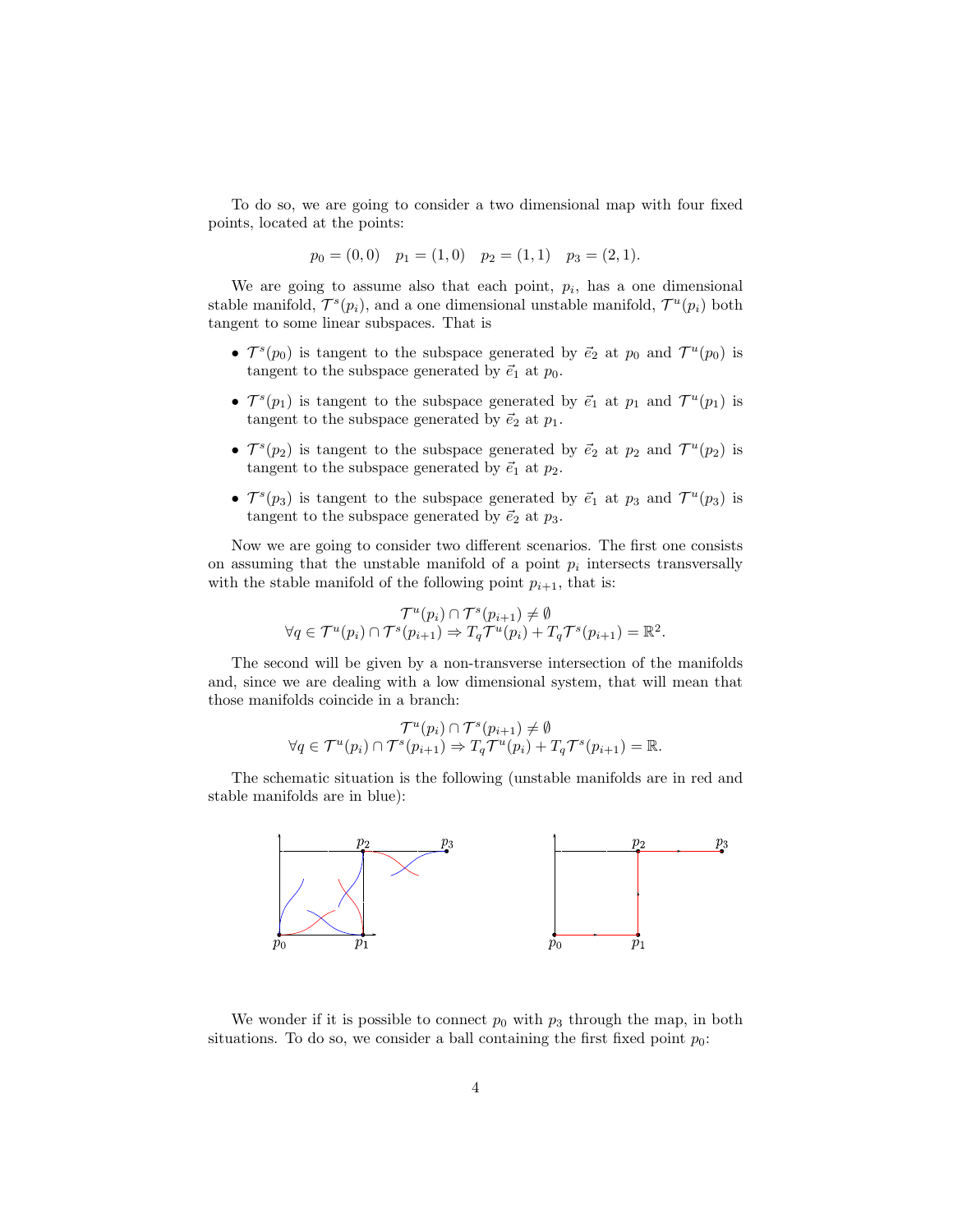To do so, we are going to consider a two dimensional map with four fixed points, located at the points:

$$p_0 = (0,0) \quad p_1 = (1,0) \quad p_2 = (1,1) \quad p_3 = (2,1).$$

We are going to assume also that each point, $p_i$, has a one dimensional stable manifold, $\mathcal{T}^s(p_i)$, and a one dimensional unstable manifold, $\mathcal{T}^u(p_i)$ both tangent to some linear subspaces. That is

- $\mathcal{T}^s(p_0)$ is tangent to the subspace generated by $\vec{e}_2$ at $p_0$ and $\mathcal{T}^u(p_0)$ is tangent to the subspace generated by $\vec{e}_1$ at $p_0$.
- $\mathcal{T}^s(p_1)$ is tangent to the subspace generated by $\vec{e}_1$ at $p_1$ and $\mathcal{T}^u(p_1)$ is tangent to the subspace generated by $\vec{e}_2$ at $p_1$.
- $\mathcal{T}^s(p_2)$ is tangent to the subspace generated by $\vec{e}_2$ at $p_2$ and $\mathcal{T}^u(p_2)$ is tangent to the subspace generated by $\vec{e}_1$ at $p_2$.
- $\mathcal{T}^s(p_3)$ is tangent to the subspace generated by $\vec{e}_1$ at $p_3$ and $\mathcal{T}^u(p_3)$ is tangent to the subspace generated by $\vec{e}_2$ at $p_3$.

Now we are going to consider two different scenarios. The first one consists on assuming that the unstable manifold of a point $p_i$ intersects transversally with the stable manifold of the following point $p_{i+1}$, that is:

$$\mathcal{T}^u(p_i) \cap \mathcal{T}^s(p_{i+1}) \neq \emptyset$$
$$\forall q \in \mathcal{T}^u(p_i) \cap \mathcal{T}^s(p_{i+1}) \Rightarrow T_q\mathcal{T}^u(p_i) + T_q\mathcal{T}^s(p_{i+1}) = \mathbb{R}^2.$$

The second will be given by a non-transverse intersection of the manifolds and, since we are dealing with a low dimensional system, that will mean that those manifolds coincide in a branch:

$$\mathcal{T}^u(p_i) \cap \mathcal{T}^s(p_{i+1}) \neq \emptyset$$
$$\forall q \in \mathcal{T}^u(p_i) \cap \mathcal{T}^s(p_{i+1}) \Rightarrow T_q\mathcal{T}^u(p_i) + T_q\mathcal{T}^s(p_{i+1}) = \mathbb{R}.$$

The schematic situation is the following (unstable manifolds are in red and stable manifolds are in blue):

We wonder if it is possible to connect $p_0$ with $p_3$ through the map, in both situations. To do so, we consider a ball containing the first fixed point $p_0$: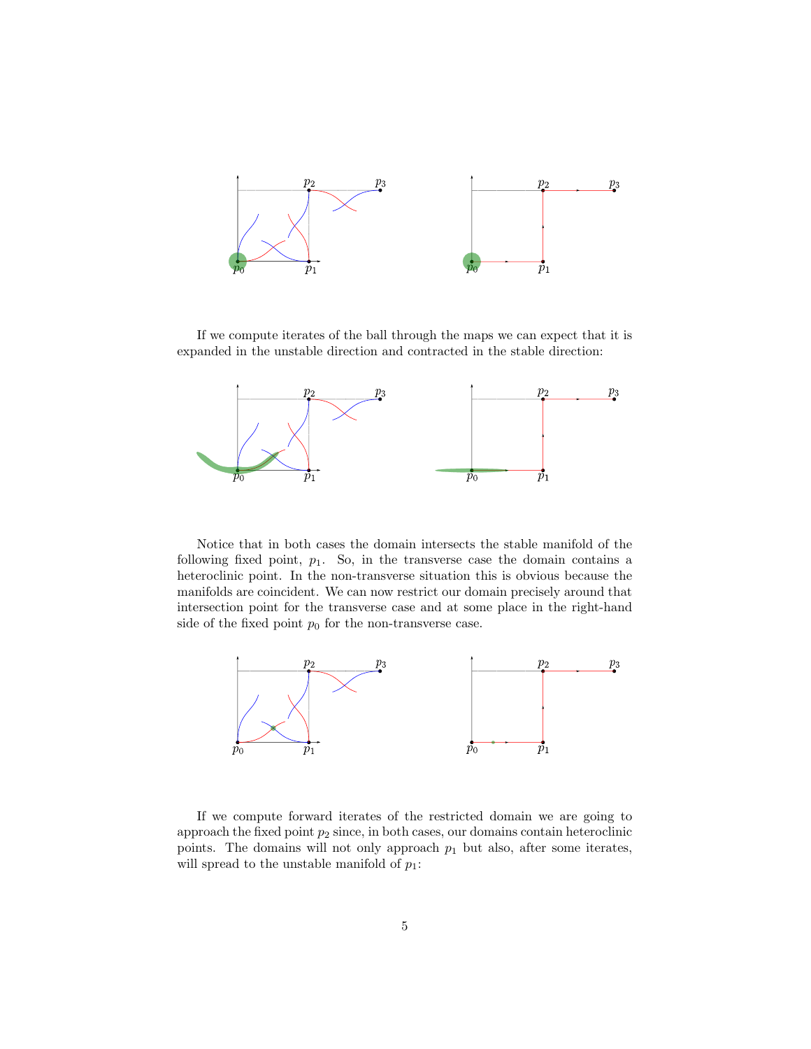If we compute iterates of the ball through the maps we can expect that it is expanded in the unstable direction and contracted in the stable direction:

Notice that in both cases the domain intersects the stable manifold of the following fixed point, $p_1$. So, in the transverse case the domain contains a heteroclinic point. In the non-transverse situation this is obvious because the manifolds are coincident. We can now restrict our domain precisely around that intersection point for the transverse case and at some place in the right-hand side of the fixed point $p_0$ for the non-transverse case.

If we compute forward iterates of the restricted domain we are going to approach the fixed point $p_2$ since, in both cases, our domains contain heteroclinic points. The domains will not only approach $p_1$ but also, after some iterates, will spread to the unstable manifold of $p_1$: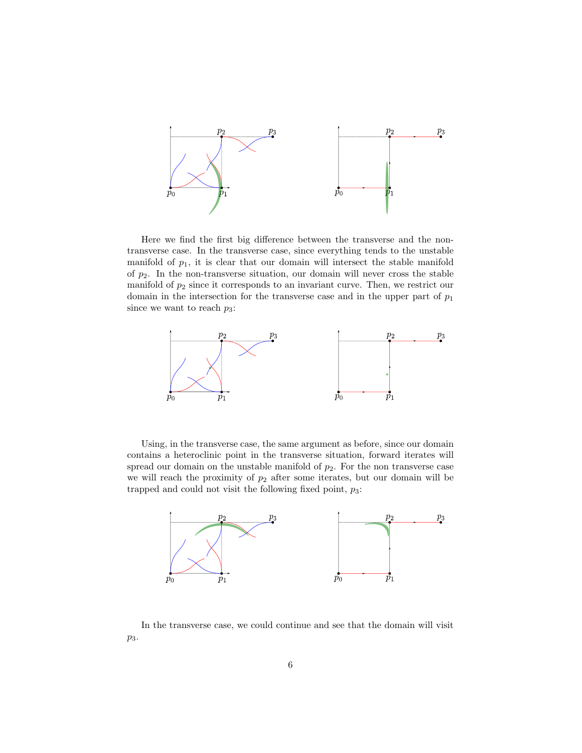Here we find the first big difference between the transverse and the non-transverse case. In the transverse case, since everything tends to the unstable manifold of $p_1$, it is clear that our domain will intersect the stable manifold of $p_2$. In the non-transverse situation, our domain will never cross the stable manifold of $p_2$ since it corresponds to an invariant curve. Then, we restrict our domain in the intersection for the transverse case and in the upper part of $p_1$ since we want to reach $p_3$:

Using, in the transverse case, the same argument as before, since our domain contains a heteroclinic point in the transverse situation, forward iterates will spread our domain on the unstable manifold of $p_2$. For the non transverse case we will reach the proximity of $p_2$ after some iterates, but our domain will be trapped and could not visit the following fixed point, $p_3$:

In the transverse case, we could continue and see that the domain will visit $p_3$.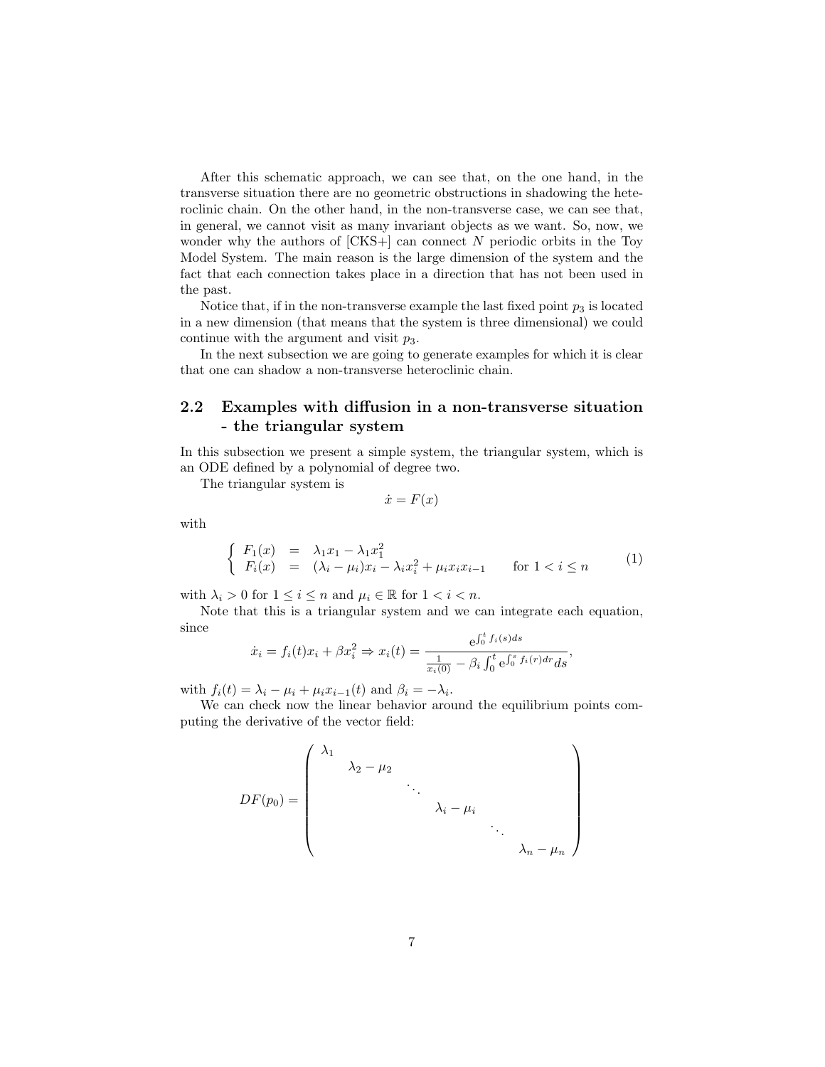After this schematic approach, we can see that, on the one hand, in the transverse situation there are no geometric obstructions in shadowing the heteroclinic chain. On the other hand, in the non-transverse case, we can see that, in general, we cannot visit as many invariant objects as we want. So, now, we wonder why the authors of [CKS+] can connect $N$ periodic orbits in the Toy Model System. The main reason is the large dimension of the system and the fact that each connection takes place in a direction that has not been used in the past.

Notice that, if in the non-transverse example the last fixed point $p_3$ is located in a new dimension (that means that the system is three dimensional) we could continue with the argument and visit $p_3$.

In the next subsection we are going to generate examples for which it is clear that one can shadow a non-transverse heteroclinic chain.

## 2.2 Examples with diffusion in a non-transverse situation - the triangular system

In this subsection we present a simple system, the triangular system, which is an ODE defined by a polynomial of degree two.

The triangular system is

$$\dot{x} = F(x)$$

with

$$\left\{ \begin{array}{rcl} F_1(x) & = & \lambda_1 x_1 - \lambda_1 x_1^2 \\ F_i(x) & = & (\lambda_i - \mu_i)x_i - \lambda_i x_i^2 + \mu_i x_i x_{i-1} \qquad \text{for } 1 < i \leq n \end{array} \right. \tag{1}$$

with $\lambda_i > 0$ for $1 \leq i \leq n$ and $\mu_i \in \mathbb{R}$ for $1 < i < n$.

Note that this is a triangular system and we can integrate each equation, since

$$\dot{x}_i = f_i(t)x_i + \beta x_i^2 \Rightarrow x_i(t) = \frac{e^{\int_0^t f_i(s)ds}}{\frac{1}{x_i(0)} - \beta_i \int_0^t e^{\int_0^s f_i(r)dr} ds},$$

with $f_i(t) = \lambda_i - \mu_i + \mu_i x_{i-1}(t)$ and $\beta_i = -\lambda_i$.

We can check now the linear behavior around the equilibrium points computing the derivative of the vector field:

$$DF(p_0) = \begin{pmatrix} \lambda_1 & & & & & \\ & \lambda_2 - \mu_2 & & & & \\ & & \ddots & & & \\ & & & \lambda_i - \mu_i & & \\ & & & & \ddots & \\ & & & & & \lambda_n - \mu_n \end{pmatrix}$$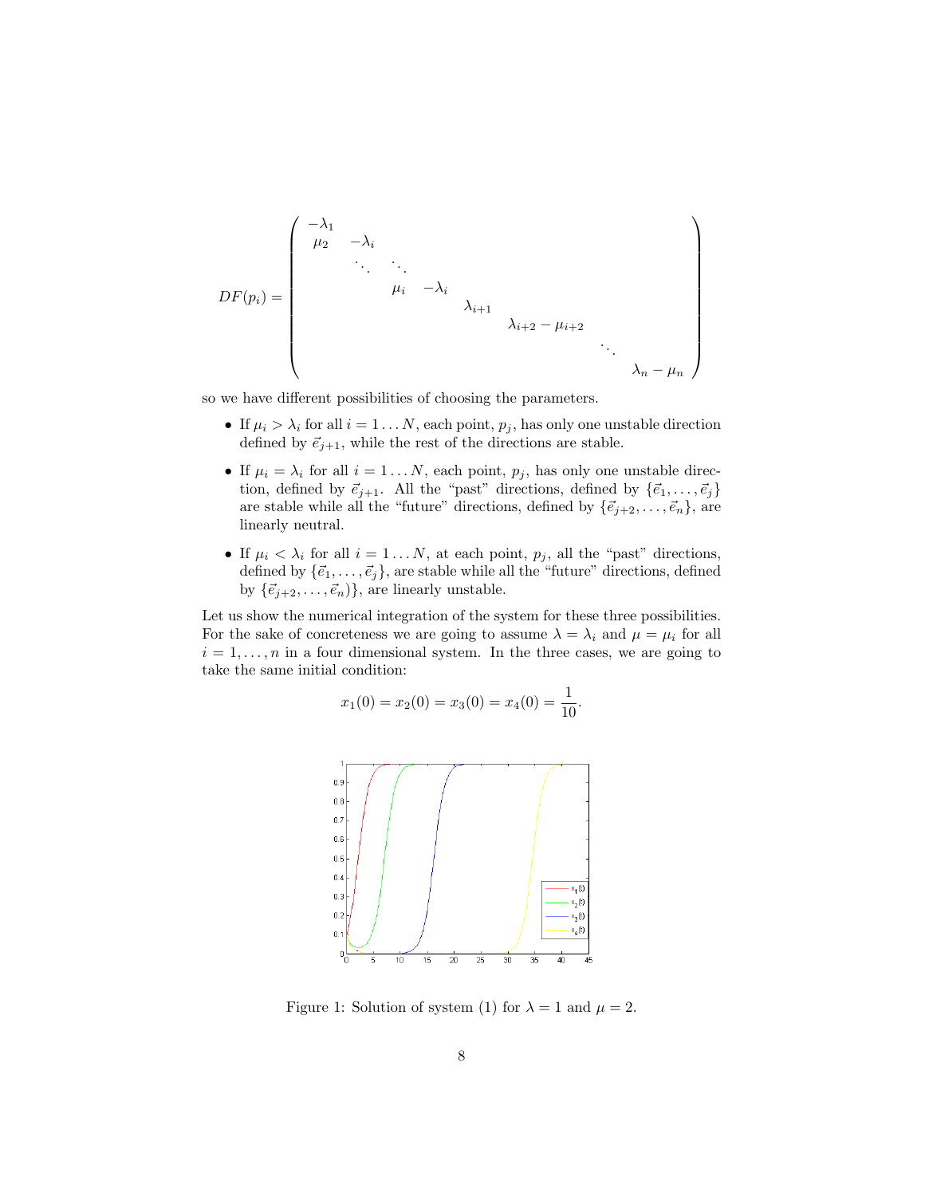$$
DF(p_i) = \begin{pmatrix}
-\lambda_1 & & & & & & & \\
\mu_2 & -\lambda_i & & & & & & \\
 & \ddots & \ddots & & & & & \\
 & & \mu_i & -\lambda_i & & & & \\
 & & & & \lambda_{i+1} & & & \\
 & & & & & \lambda_{i+2} - \mu_{i+2} & & \\
 & & & & & & \ddots & \\
 & & & & & & & \lambda_n - \mu_n
\end{pmatrix}
$$

so we have different possibilities of choosing the parameters.

- If $\mu_i > \lambda_i$ for all $i = 1 \ldots N$, each point, $p_j$, has only one unstable direction defined by $\vec{e}_{j+1}$, while the rest of the directions are stable.
- If $\mu_i = \lambda_i$ for all $i = 1 \ldots N$, each point, $p_j$, has only one unstable direction, defined by $\vec{e}_{j+1}$. All the "past" directions, defined by $\{\vec{e}_1, \ldots, \vec{e}_j\}$ are stable while all the "future" directions, defined by $\{\vec{e}_{j+2}, \ldots, \vec{e}_n\}$, are linearly neutral.
- If $\mu_i < \lambda_i$ for all $i = 1 \ldots N$, at each point, $p_j$, all the "past" directions, defined by $\{\vec{e}_1, \ldots, \vec{e}_j\}$, are stable while all the "future" directions, defined by $\{\vec{e}_{j+2}, \ldots, \vec{e}_n)\}$, are linearly unstable.

Let us show the numerical integration of the system for these three possibilities. For the sake of concreteness we are going to assume $\lambda = \lambda_i$ and $\mu = \mu_i$ for all $i = 1, \ldots, n$ in a four dimensional system. In the three cases, we are going to take the same initial condition:

$$
x_1(0) = x_2(0) = x_3(0) = x_4(0) = \frac{1}{10}.
$$

Figure 1: Solution of system (1) for $\lambda = 1$ and $\mu = 2$.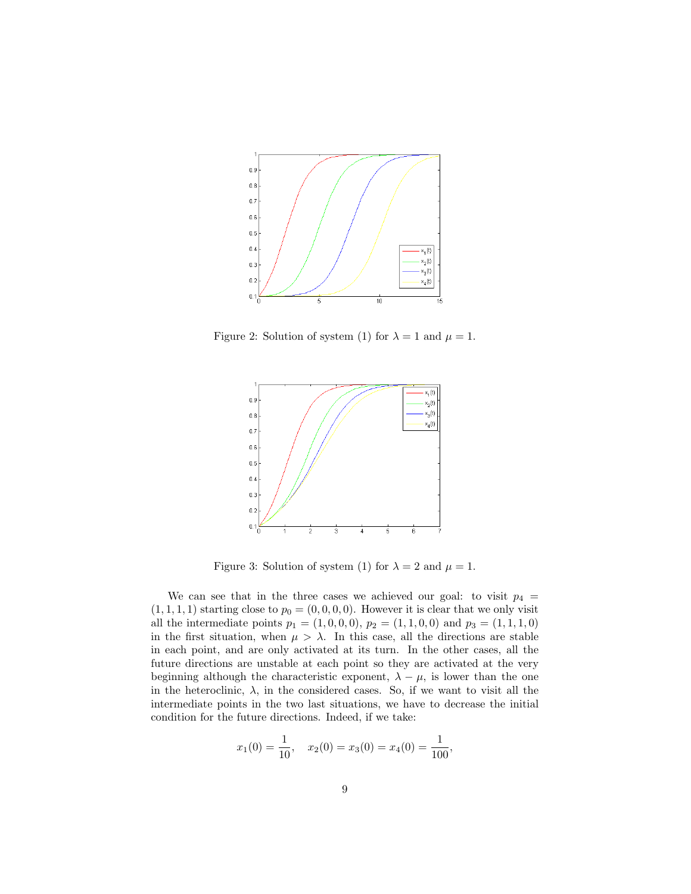Figure 2: Solution of system (1) for $\lambda = 1$ and $\mu = 1$.

Figure 3: Solution of system (1) for $\lambda = 2$ and $\mu = 1$.

We can see that in the three cases we achieved our goal: to visit $p_4 = (1, 1, 1, 1)$ starting close to $p_0 = (0, 0, 0, 0)$. However it is clear that we only visit all the intermediate points $p_1 = (1, 0, 0, 0)$, $p_2 = (1, 1, 0, 0)$ and $p_3 = (1, 1, 1, 0)$ in the first situation, when $\mu > \lambda$. In this case, all the directions are stable in each point, and are only activated at its turn. In the other cases, all the future directions are unstable at each point so they are activated at the very beginning although the characteristic exponent, $\lambda - \mu$, is lower than the one in the heteroclinic, $\lambda$, in the considered cases. So, if we want to visit all the intermediate points in the two last situations, we have to decrease the initial condition for the future directions. Indeed, if we take:

$$x_1(0) = \frac{1}{10}, \quad x_2(0) = x_3(0) = x_4(0) = \frac{1}{100},$$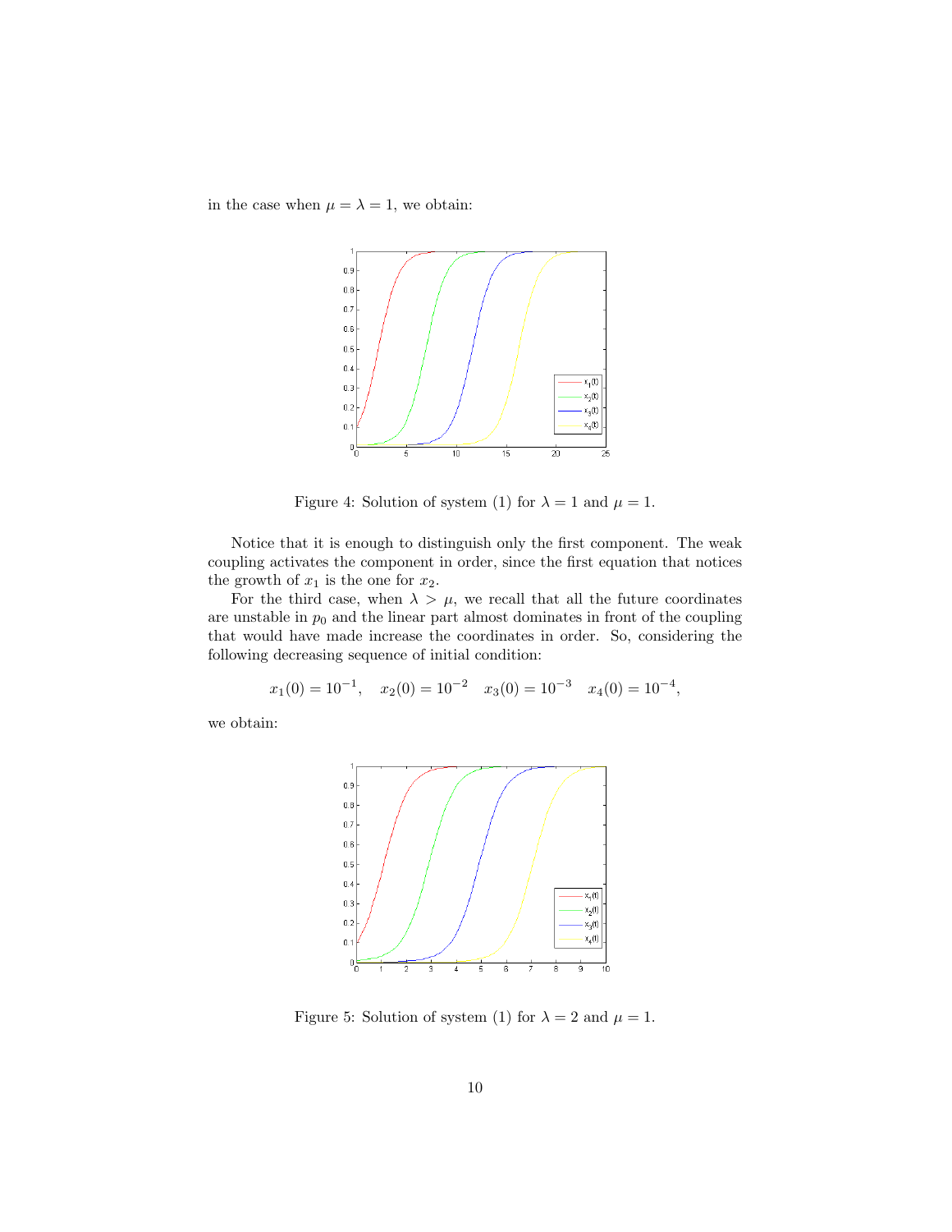in the case when $\mu = \lambda = 1$, we obtain:

Figure 4: Solution of system (1) for $\lambda = 1$ and $\mu = 1$.

Notice that it is enough to distinguish only the first component. The weak coupling activates the component in order, since the first equation that notices the growth of $x_1$ is the one for $x_2$.

For the third case, when $\lambda > \mu$, we recall that all the future coordinates are unstable in $p_0$ and the linear part almost dominates in front of the coupling that would have made increase the coordinates in order. So, considering the following decreasing sequence of initial condition:

$$x_1(0) = 10^{-1}, \quad x_2(0) = 10^{-2} \quad x_3(0) = 10^{-3} \quad x_4(0) = 10^{-4},$$

we obtain:

Figure 5: Solution of system (1) for $\lambda = 2$ and $\mu = 1$.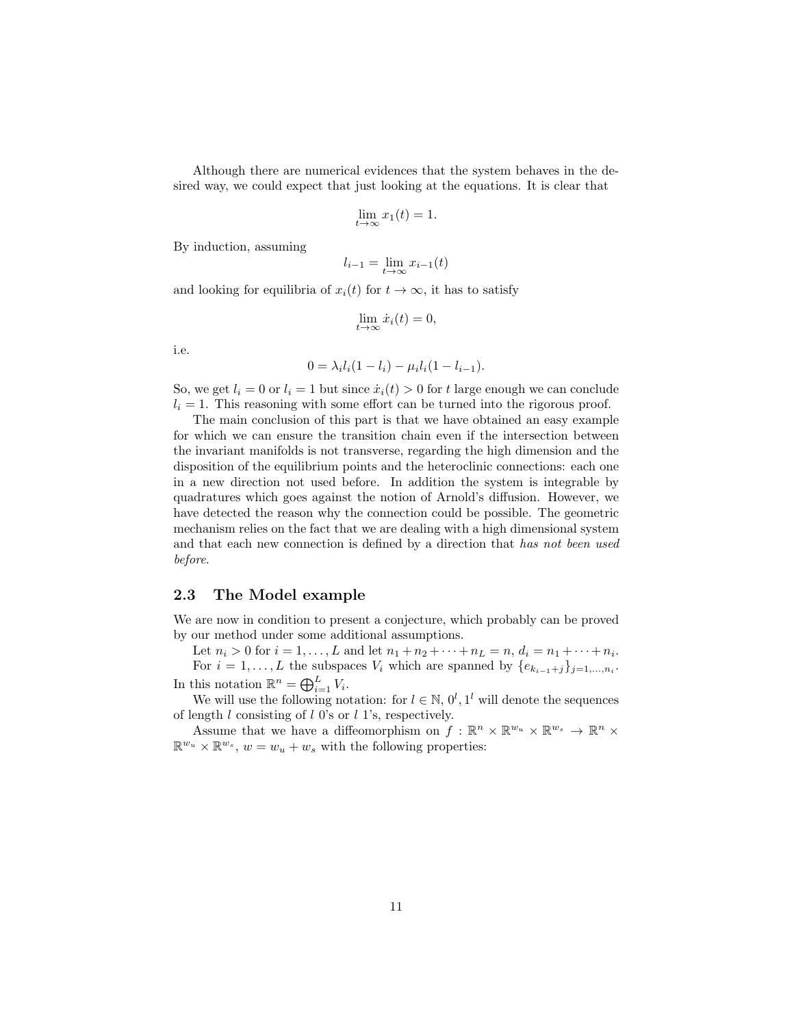Although there are numerical evidences that the system behaves in the desired way, we could expect that just looking at the equations. It is clear that

$$\lim_{t\to\infty} x_1(t) = 1.$$

By induction, assuming

$$l_{i-1} = \lim_{t\to\infty} x_{i-1}(t)$$

and looking for equilibria of $x_i(t)$ for $t \to \infty$, it has to satisfy

$$\lim_{t\to\infty} \dot{x}_i(t) = 0,$$

i.e.

$$0 = \lambda_i l_i(1 - l_i) - \mu_i l_i(1 - l_{i-1}).$$

So, we get $l_i = 0$ or $l_i = 1$ but since $\dot{x}_i(t) > 0$ for $t$ large enough we can conclude $l_i = 1$. This reasoning with some effort can be turned into the rigorous proof.

The main conclusion of this part is that we have obtained an easy example for which we can ensure the transition chain even if the intersection between the invariant manifolds is not transverse, regarding the high dimension and the disposition of the equilibrium points and the heteroclinic connections: each one in a new direction not used before. In addition the system is integrable by quadratures which goes against the notion of Arnold's diffusion. However, we have detected the reason why the connection could be possible. The geometric mechanism relies on the fact that we are dealing with a high dimensional system and that each new connection is defined by a direction that *has not been used before.*

## 2.3 The Model example

We are now in condition to present a conjecture, which probably can be proved by our method under some additional assumptions.

Let $n_i > 0$ for $i = 1, \ldots, L$ and let $n_1 + n_2 + \cdots + n_L = n$, $d_i = n_1 + \cdots + n_i$.

For $i = 1, \ldots, L$ the subspaces $V_i$ which are spanned by $\{e_{k_{i-1}+j}\}_{j=1,\ldots,n_i}$. In this notation $\mathbb{R}^n = \bigoplus_{i=1}^{L} V_i$.

We will use the following notation: for $l \in \mathbb{N}$, $0^l, 1^l$ will denote the sequences of length $l$ consisting of $l$ 0's or $l$ 1's, respectively.

Assume that we have a diffeomorphism on $f : \mathbb{R}^n \times \mathbb{R}^{w_u} \times \mathbb{R}^{w_s} \to \mathbb{R}^n \times \mathbb{R}^{w_u} \times \mathbb{R}^{w_s}$, $w = w_u + w_s$ with the following properties: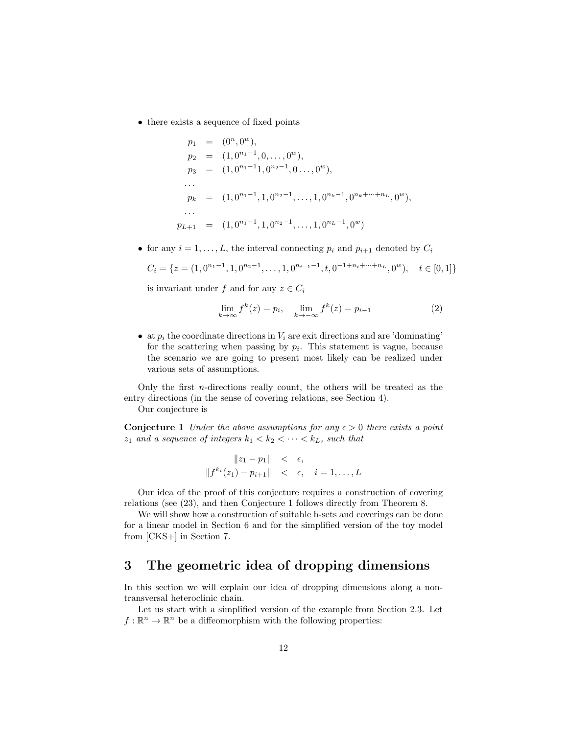- there exists a sequence of fixed points

$$
\begin{aligned}
p_1 &= (0^n, 0^w), \\
p_2 &= (1, 0^{n_1-1}, 0, \ldots, 0^w), \\
p_3 &= (1, 0^{n_1-1} 1, 0^{n_2-1}, 0 \ldots, 0^w), \\
\ldots & \\
p_k &= (1, 0^{n_1-1}, 1, 0^{n_2-1}, \ldots, 1, 0^{n_k-1}, 0^{n_k+\cdots+n_L}, 0^w), \\
\ldots & \\
p_{L+1} &= (1, 0^{n_1-1}, 1, 0^{n_2-1}, \ldots, 1, 0^{n_L-1}, 0^w)
\end{aligned}
$$

- for any $i = 1, \ldots, L$, the interval connecting $p_i$ and $p_{i+1}$ denoted by $C_i$

  $C_i = \{z = (1, 0^{n_1-1}, 1, 0^{n_2-1}, \ldots, 1, 0^{n_{i-1}-1}, t, 0^{-1+n_i+\cdots+n_L}, 0^w), \quad t \in [0,1]\}$

  is invariant under $f$ and for any $z \in C_i$

$$
\lim_{k\to\infty} f^k(z) = p_i, \quad \lim_{k\to-\infty} f^k(z) = p_{i-1} \tag{2}
$$

- at $p_i$ the coordinate directions in $V_i$ are exit directions and are 'dominating' for the scattering when passing by $p_i$. This statement is vague, because the scenario we are going to present most likely can be realized under various sets of assumptions.

Only the first $n$-directions really count, the others will be treated as the entry directions (in the sense of covering relations, see Section 4).

Our conjecture is

**Conjecture 1** *Under the above assumptions for any $\epsilon > 0$ there exists a point $z_1$ and a sequence of integers $k_1 < k_2 < \cdots < k_L$, such that*

$$
\begin{aligned}
\|z_1 - p_1\| &< \epsilon, \\
\|f^{k_i}(z_1) - p_{i+1}\| &< \epsilon, \quad i = 1, \ldots, L
\end{aligned}
$$

Our idea of the proof of this conjecture requires a construction of covering relations (see (23), and then Conjecture 1 follows directly from Theorem 8.

We will show how a construction of suitable h-sets and coverings can be done for a linear model in Section 6 and for the simplified version of the toy model from [CKS+] in Section 7.

# 3 The geometric idea of dropping dimensions

In this section we will explain our idea of dropping dimensions along a non-transversal heteroclinic chain.

Let us start with a simplified version of the example from Section 2.3. Let $f : \mathbb{R}^n \to \mathbb{R}^n$ be a diffeomorphism with the following properties: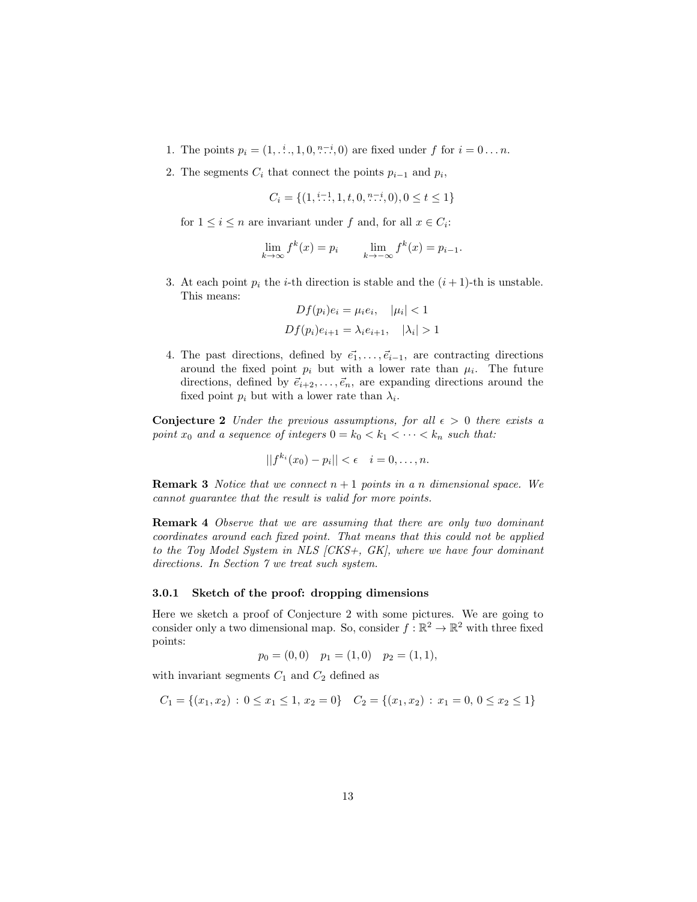1. The points $p_i = (1, \overset{i}{\ldots}, 1, 0, \overset{n-i}{\ldots}, 0)$ are fixed under $f$ for $i = 0 \ldots n$.
2. The segments $C_i$ that connect the points $p_{i-1}$ and $p_i$,

   $$C_i = \{(1, \overset{i-1}{\ldots}, 1, t, 0, \overset{n-i}{\ldots}, 0), 0 \leq t \leq 1\}$$

   for $1 \leq i \leq n$ are invariant under $f$ and, for all $x \in C_i$:

   $$\lim_{k \to \infty} f^k(x) = p_i \qquad \lim_{k \to -\infty} f^k(x) = p_{i-1}.$$

3. At each point $p_i$ the $i$-th direction is stable and the $(i+1)$-th is unstable. This means:

   $$Df(p_i)e_i = \mu_i e_i, \quad |\mu_i| < 1$$
   $$Df(p_i)e_{i+1} = \lambda_i e_{i+1}, \quad |\lambda_i| > 1$$

4. The past directions, defined by $\vec{e_1}, \ldots, \vec{e}_{i-1}$, are contracting directions around the fixed point $p_i$ but with a lower rate than $\mu_i$. The future directions, defined by $\vec{e}_{i+2}, \ldots, \vec{e}_n$, are expanding directions around the fixed point $p_i$ but with a lower rate than $\lambda_i$.

**Conjecture 2** *Under the previous assumptions, for all $\epsilon > 0$ there exists a point $x_0$ and a sequence of integers $0 = k_0 < k_1 < \cdots < k_n$ such that:*

$$||f^{k_i}(x_0) - p_i|| < \epsilon \quad i = 0, \ldots, n.$$

**Remark 3** *Notice that we connect $n+1$ points in a $n$ dimensional space. We cannot guarantee that the result is valid for more points.*

**Remark 4** *Observe that we are assuming that there are only two dominant coordinates around each fixed point. That means that this could not be applied to the Toy Model System in NLS [CKS+, GK], where we have four dominant directions. In Section 7 we treat such system.*

### 3.0.1 Sketch of the proof: dropping dimensions

Here we sketch a proof of Conjecture 2 with some pictures. We are going to consider only a two dimensional map. So, consider $f : \mathbb{R}^2 \to \mathbb{R}^2$ with three fixed points:

$$p_0 = (0, 0) \quad p_1 = (1, 0) \quad p_2 = (1, 1),$$

with invariant segments $C_1$ and $C_2$ defined as

$$C_1 = \{(x_1, x_2) \, : \, 0 \leq x_1 \leq 1, \, x_2 = 0\} \quad C_2 = \{(x_1, x_2) \, : \, x_1 = 0, \, 0 \leq x_2 \leq 1\}$$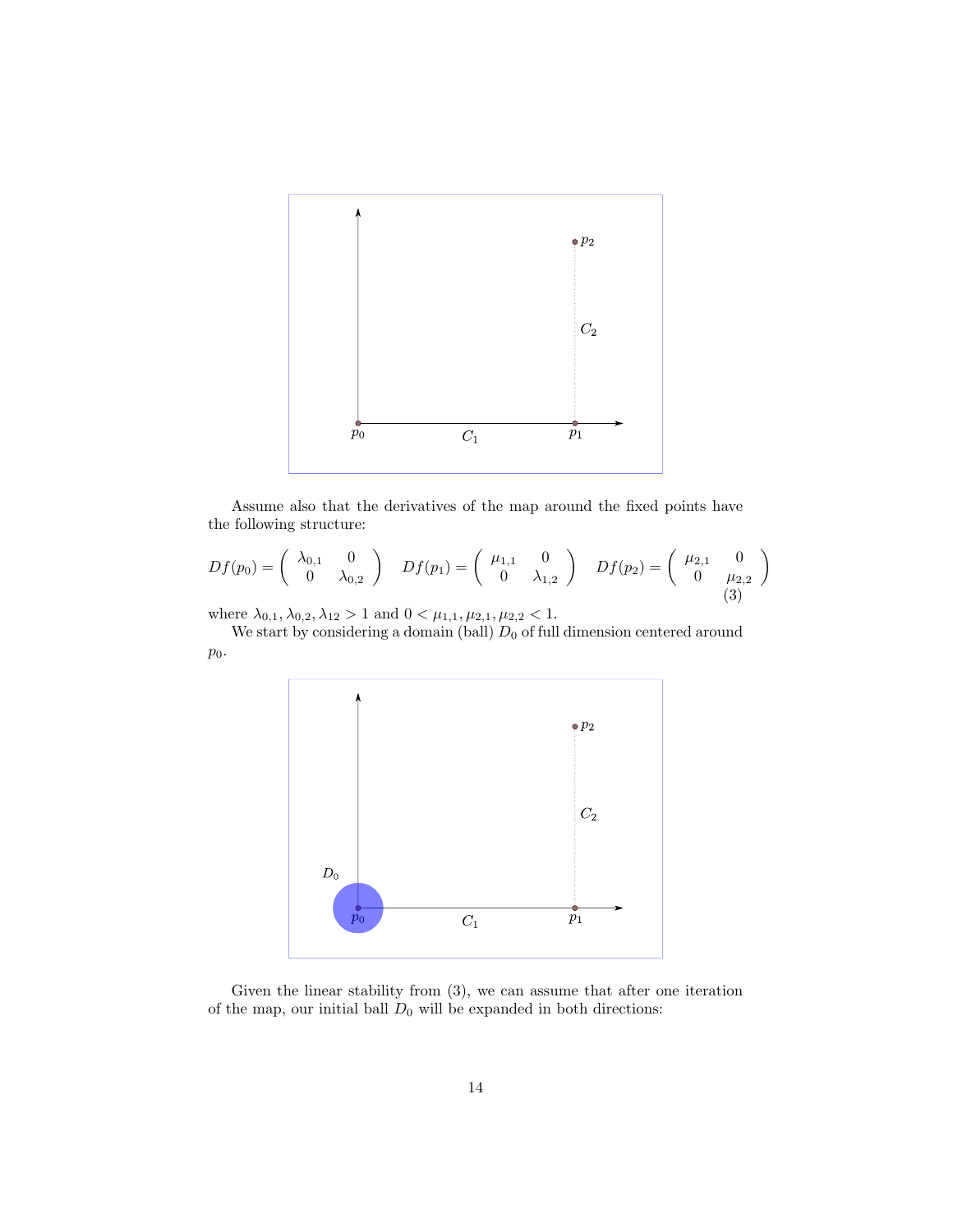Assume also that the derivatives of the map around the fixed points have the following structure:

$$
Df(p_0) = \begin{pmatrix} \lambda_{0,1} & 0 \\ 0 & \lambda_{0,2} \end{pmatrix} \quad Df(p_1) = \begin{pmatrix} \mu_{1,1} & 0 \\ 0 & \lambda_{1,2} \end{pmatrix} \quad Df(p_2) = \begin{pmatrix} \mu_{2,1} & 0 \\ 0 & \mu_{2,2} \end{pmatrix} \tag{3}
$$

where $\lambda_{0,1}, \lambda_{0,2}, \lambda_{12} > 1$ and $0 < \mu_{1,1}, \mu_{2,1}, \mu_{2,2} < 1$.

We start by considering a domain (ball) $D_0$ of full dimension centered around $p_0$.

Given the linear stability from (3), we can assume that after one iteration of the map, our initial ball $D_0$ will be expanded in both directions: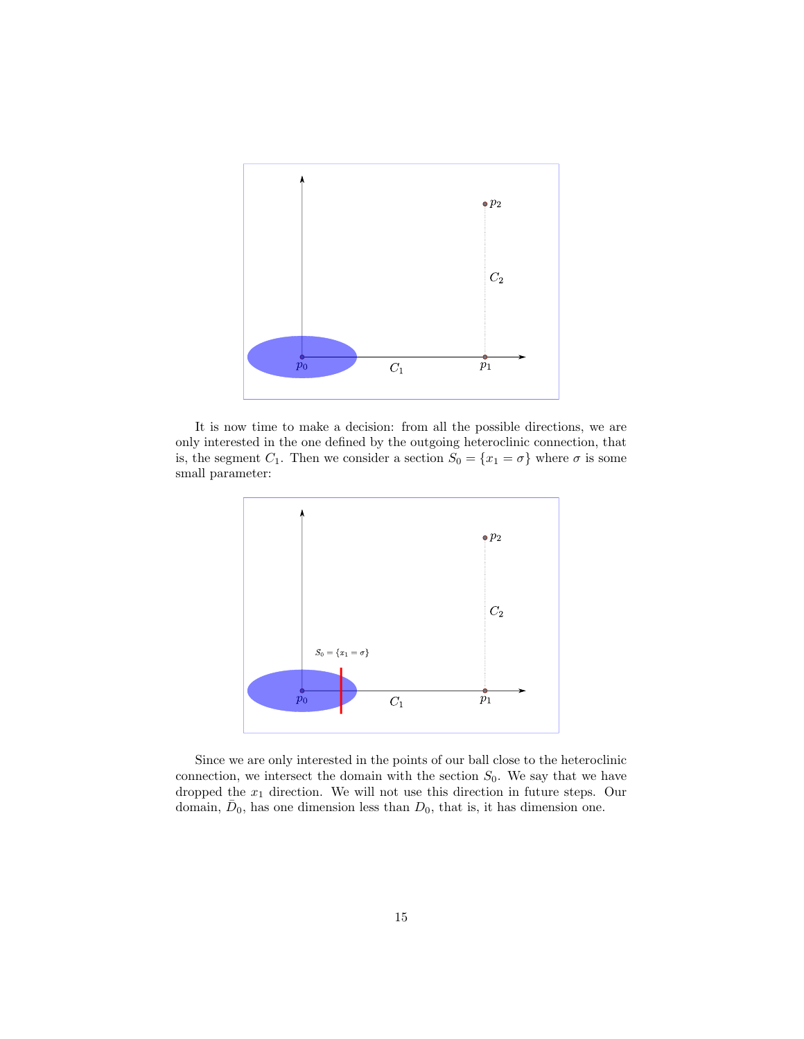It is now time to make a decision: from all the possible directions, we are only interested in the one defined by the outgoing heteroclinic connection, that is, the segment $C_1$. Then we consider a section $S_0 = \{x_1 = \sigma\}$ where $\sigma$ is some small parameter:

Since we are only interested in the points of our ball close to the heteroclinic connection, we intersect the domain with the section $S_0$. We say that we have dropped the $x_1$ direction. We will not use this direction in future steps. Our domain, $\bar{D}_0$, has one dimension less than $D_0$, that is, it has dimension one.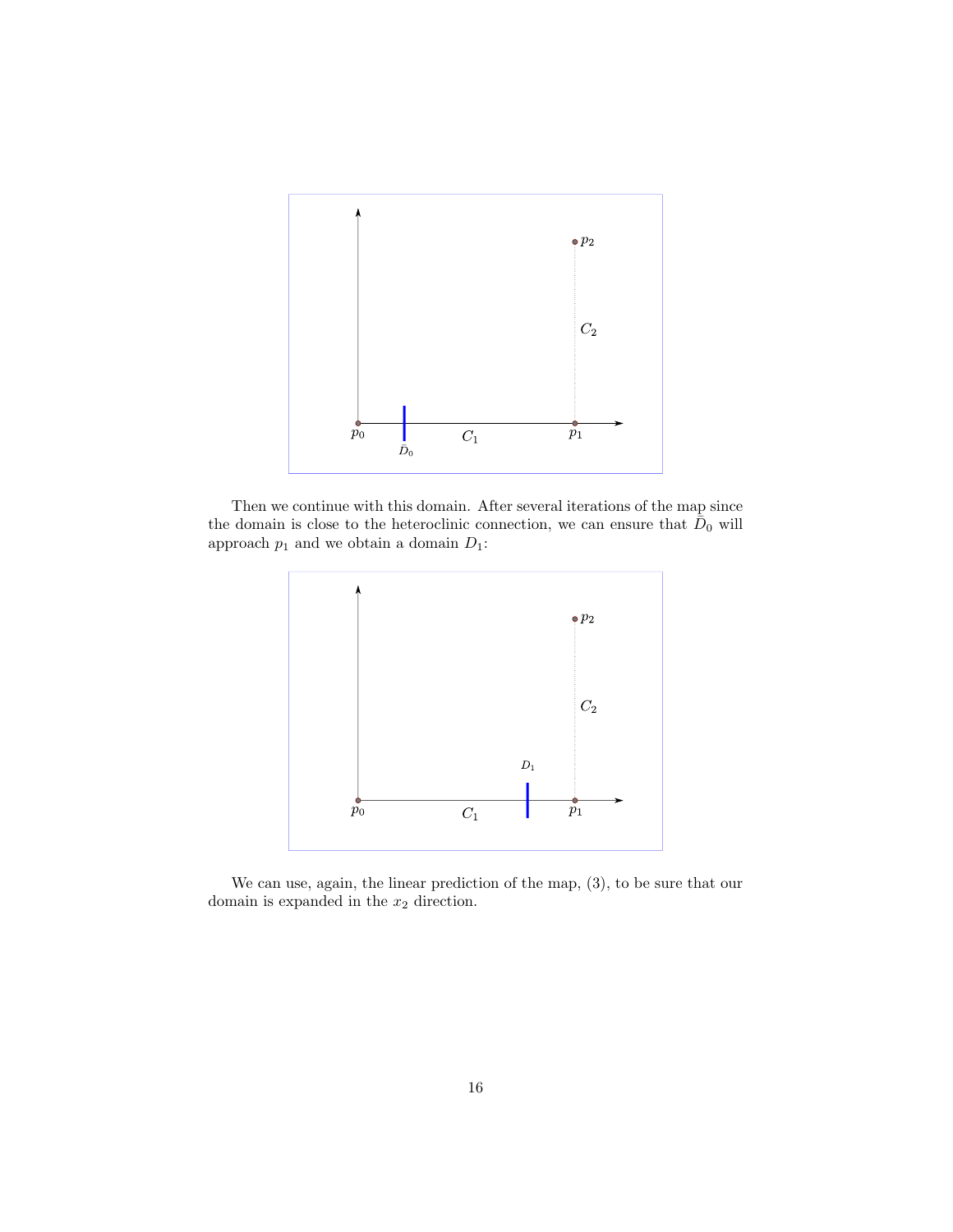Then we continue with this domain. After several iterations of the map since the domain is close to the heteroclinic connection, we can ensure that $\bar{D}_0$ will approach $p_1$ and we obtain a domain $D_1$:

We can use, again, the linear prediction of the map, (3), to be sure that our domain is expanded in the $x_2$ direction.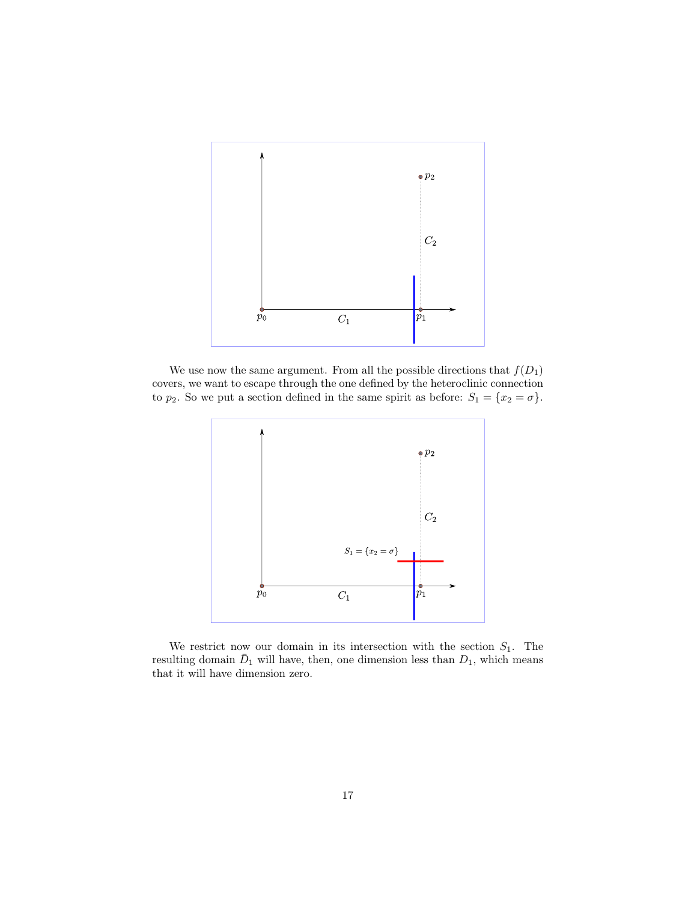We use now the same argument. From all the possible directions that $f(D_1)$ covers, we want to escape through the one defined by the heteroclinic connection to $p_2$. So we put a section defined in the same spirit as before: $S_1 = \{x_2 = \sigma\}$.

We restrict now our domain in its intersection with the section $S_1$. The resulting domain $\bar{D}_1$ will have, then, one dimension less than $D_1$, which means that it will have dimension zero.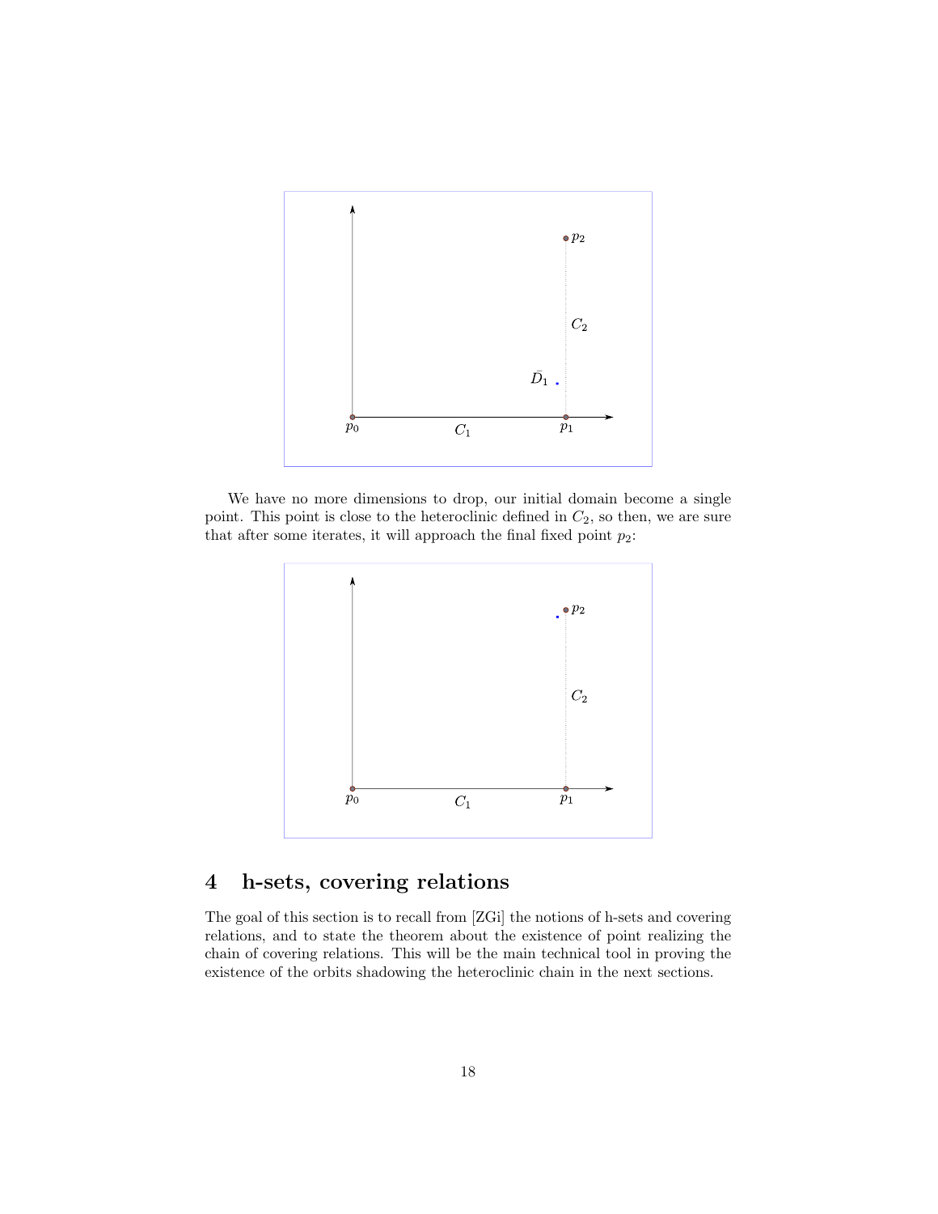We have no more dimensions to drop, our initial domain become a single point. This point is close to the heteroclinic defined in $C_2$, so then, we are sure that after some iterates, it will approach the final fixed point $p_2$:

# 4 h-sets, covering relations

The goal of this section is to recall from [ZGi] the notions of h-sets and covering relations, and to state the theorem about the existence of point realizing the chain of covering relations. This will be the main technical tool in proving the existence of the orbits shadowing the heteroclinic chain in the next sections.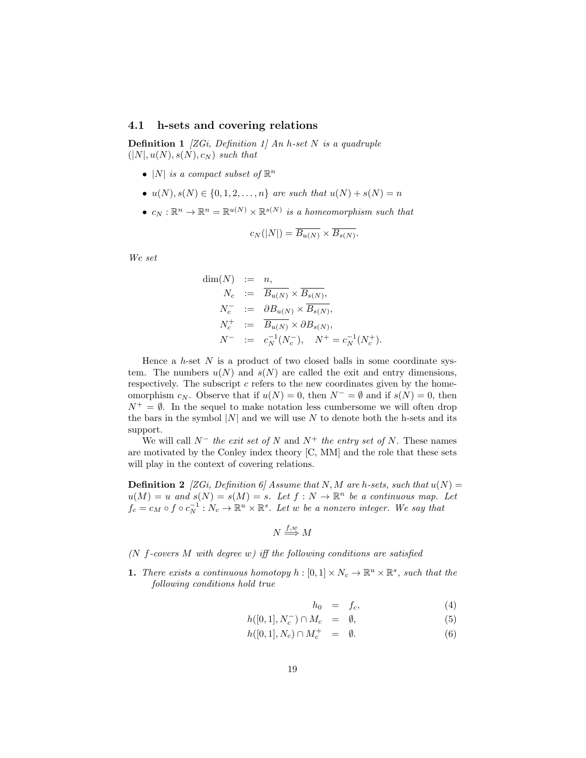### 4.1 h-sets and covering relations

**Definition 1** *[ZGi, Definition 1] An h-set $N$ is a quadruple $(|N|, u(N), s(N), c_N)$ such that*

- *$|N|$ is a compact subset of $\mathbb{R}^n$*
- *$u(N), s(N) \in \{0, 1, 2, \ldots, n\}$ are such that $u(N) + s(N) = n$*
- *$c_N : \mathbb{R}^n \to \mathbb{R}^n = \mathbb{R}^{u(N)} \times \mathbb{R}^{s(N)}$ is a homeomorphism such that*

$$c_N(|N|) = \overline{B_{u(N)}} \times \overline{B_{s(N)}}.$$

*We set*

$$
\begin{aligned}
\dim(N) &:= n, \\
N_c &:= \overline{B_{u(N)}} \times \overline{B_{s(N)}}, \\
N_c^- &:= \partial B_{u(N)} \times \overline{B_{s(N)}}, \\
N_c^+ &:= \overline{B_{u(N)}} \times \partial B_{s(N)}, \\
N^- &:= c_N^{-1}(N_c^-), \quad N^+ = c_N^{-1}(N_c^+).
\end{aligned}
$$

Hence a $h$-set $N$ is a product of two closed balls in some coordinate system. The numbers $u(N)$ and $s(N)$ are called the exit and entry dimensions, respectively. The subscript $c$ refers to the new coordinates given by the homeomorphism $c_N$. Observe that if $u(N) = 0$, then $N^- = \emptyset$ and if $s(N) = 0$, then $N^+ = \emptyset$. In the sequel to make notation less cumbersome we will often drop the bars in the symbol $|N|$ and we will use $N$ to denote both the h-sets and its support.

We will call $N^-$ *the exit set of* $N$ and $N^+$ *the entry set of* $N$. These names are motivated by the Conley index theory [C, MM] and the role that these sets will play in the context of covering relations.

**Definition 2** *[ZGi, Definition 6] Assume that $N, M$ are h-sets, such that $u(N) = u(M) = u$ and $s(N) = s(M) = s$. Let $f : N \to \mathbb{R}^n$ be a continuous map. Let $f_c = c_M \circ f \circ c_N^{-1} : N_c \to \mathbb{R}^u \times \mathbb{R}^s$. Let $w$ be a nonzero integer. We say that*

$$N \overset{f,w}{\Longrightarrow} M$$

*($N$ $f$-covers $M$ with degree $w$) iff the following conditions are satisfied*

**1.** *There exists a continuous homotopy $h : [0, 1] \times N_c \to \mathbb{R}^u \times \mathbb{R}^s$, such that the following conditions hold true*

$$h_0 = f_c, \tag{4}$$

$$h([0, 1], N_c^-) \cap M_c = \emptyset, \tag{5}$$

$$h([0, 1], N_c) \cap M_c^+ = \emptyset. \tag{6}$$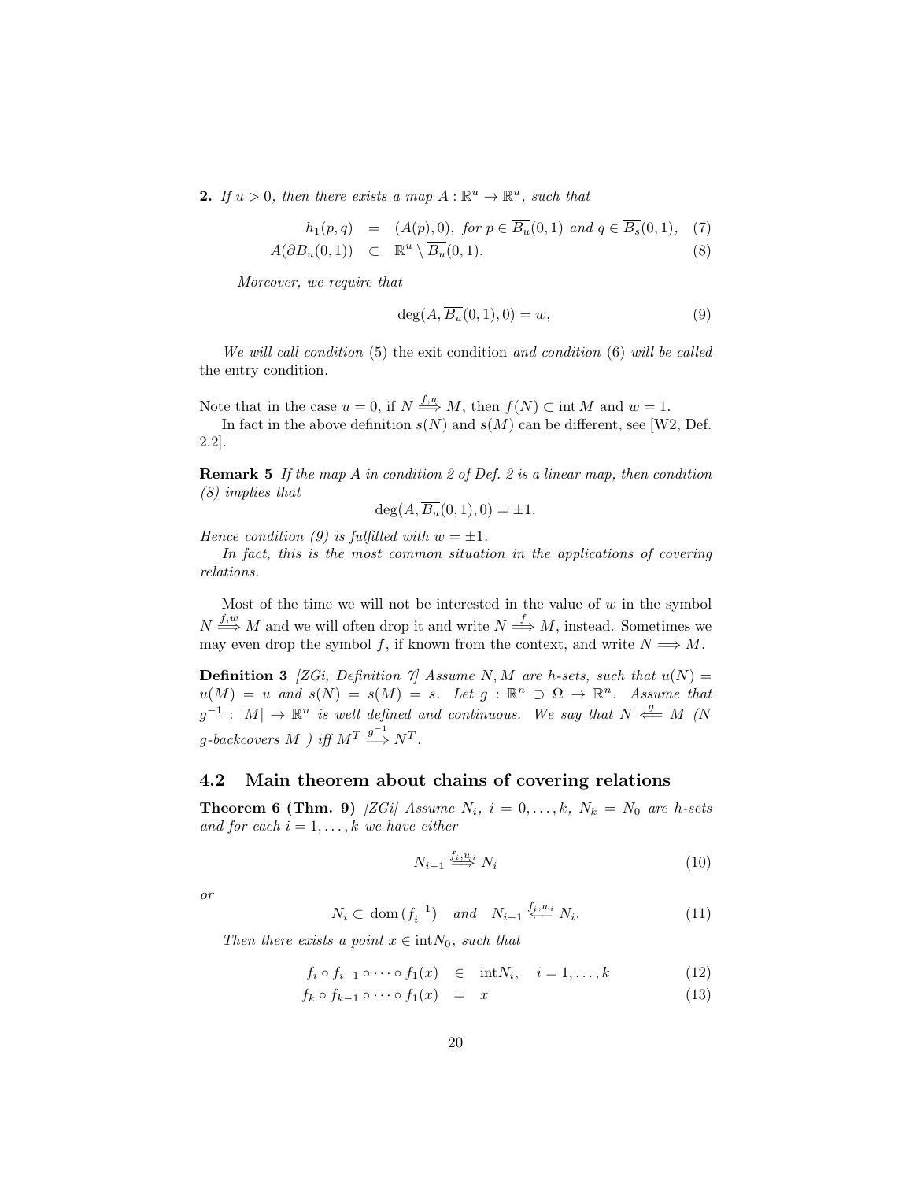**2.** *If $u > 0$, then there exists a map $A : \mathbb{R}^u \to \mathbb{R}^u$, such that*

$$
\begin{aligned}
h_1(p, q) &= (A(p), 0), \text{ for } p \in \overline{B_u}(0, 1) \text{ and } q \in \overline{B_s}(0, 1), \quad (7) \\
A(\partial B_u(0, 1)) &\subset \mathbb{R}^u \setminus \overline{B_u}(0, 1). \quad (8)
\end{aligned}
$$

*Moreover, we require that*

$$
\deg(A, \overline{B_u}(0, 1), 0) = w, \tag{9}
$$

*We will call condition* (5) the exit condition *and condition* (6) *will be called* the entry condition.

Note that in the case $u = 0$, if $N \overset{f,w}{\Longrightarrow} M$, then $f(N) \subset \operatorname{int} M$ and $w = 1$.

In fact in the above definition $s(N)$ and $s(M)$ can be different, see [W2, Def. 2.2].

**Remark 5** *If the map $A$ in condition 2 of Def. 2 is a linear map, then condition (8) implies that*

$$
\deg(A, \overline{B_u}(0, 1), 0) = \pm 1.
$$

*Hence condition (9) is fulfilled with $w = \pm 1$.*

*In fact, this is the most common situation in the applications of covering relations.*

Most of the time we will not be interested in the value of $w$ in the symbol $N \overset{f,w}{\Longrightarrow} M$ and we will often drop it and write $N \overset{f}{\Longrightarrow} M$, instead. Sometimes we may even drop the symbol $f$, if known from the context, and write $N \Longrightarrow M$.

**Definition 3** *[ZGi, Definition 7] Assume $N, M$ are h-sets, such that $u(N) = u(M) = u$ and $s(N) = s(M) = s$. Let $g : \mathbb{R}^n \supset \Omega \to \mathbb{R}^n$. Assume that $g^{-1} : |M| \to \mathbb{R}^n$ is well defined and continuous. We say that $N \overset{g}{\Longleftarrow} M$ ($N$ g-backcovers $M$ ) iff $M^T \overset{g^{-1}}{\Longrightarrow} N^T$.*

## 4.2 Main theorem about chains of covering relations

**Theorem 6 (Thm. 9)** *[ZGi] Assume $N_i$, $i = 0, \ldots, k$, $N_k = N_0$ are h-sets and for each $i = 1, \ldots, k$ we have either*

$$
N_{i-1} \overset{f_i, w_i}{\Longrightarrow} N_i \tag{10}
$$

*or*

$$
N_i \subset \operatorname{dom}(f_i^{-1}) \quad \text{and} \quad N_{i-1} \overset{f_i, w_i}{\Longleftarrow} N_i. \tag{11}
$$

*Then there exists a point $x \in \operatorname{int} N_0$, such that*

$$
\begin{aligned}
f_i \circ f_{i-1} \circ \cdots \circ f_1(x) &\in \operatorname{int} N_i, \quad i = 1, \ldots, k \quad (12) \\
f_k \circ f_{k-1} \circ \cdots \circ f_1(x) &= x \quad (13)
\end{aligned}
$$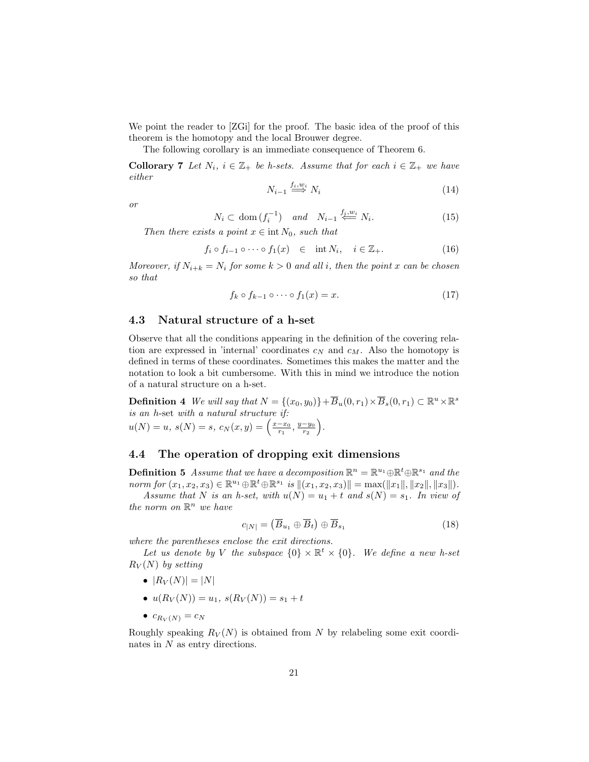We point the reader to [ZGi] for the proof. The basic idea of the proof of this theorem is the homotopy and the local Brouwer degree.

The following corollary is an immediate consequence of Theorem 6.

**Collorary 7** *Let $N_i$, $i \in \mathbb{Z}_+$ be h-sets. Assume that for each $i \in \mathbb{Z}_+$ we have either*

$$N_{i-1} \overset{f_i, w_i}{\Longrightarrow} N_i \tag{14}$$

*or*

$$N_i \subset \operatorname{dom}(f_i^{-1}) \quad \text{and} \quad N_{i-1} \overset{f_i, w_i}{\Longleftarrow} N_i. \tag{15}$$

*Then there exists a point $x \in \operatorname{int} N_0$, such that*

$$f_i \circ f_{i-1} \circ \cdots \circ f_1(x) \quad \in \quad \operatorname{int} N_i, \quad i \in \mathbb{Z}_+. \tag{16}$$

*Moreover, if $N_{i+k} = N_i$ for some $k > 0$ and all $i$, then the point $x$ can be chosen so that*

$$f_k \circ f_{k-1} \circ \cdots \circ f_1(x) = x. \tag{17}$$

## 4.3 Natural structure of a h-set

Observe that all the conditions appearing in the definition of the covering relation are expressed in 'internal' coordinates $c_N$ and $c_M$. Also the homotopy is defined in terms of these coordinates. Sometimes this makes the matter and the notation to look a bit cumbersome. With this in mind we introduce the notion of a natural structure on a h-set.

**Definition 4** *We will say that $N = \{(x_0, y_0)\} + \overline{B}_u(0, r_1) \times \overline{B}_s(0, r_1) \subset \mathbb{R}^u \times \mathbb{R}^s$ is an* h-set *with a natural structure if:*
$u(N) = u$, $s(N) = s$, $c_N(x, y) = \left(\frac{x - x_0}{r_1}, \frac{y - y_0}{r_2}\right)$.

## 4.4 The operation of dropping exit dimensions

**Definition 5** *Assume that we have a decomposition $\mathbb{R}^n = \mathbb{R}^{u_1} \oplus \mathbb{R}^t \oplus \mathbb{R}^{s_1}$ and the norm for $(x_1, x_2, x_3) \in \mathbb{R}^{u_1} \oplus \mathbb{R}^t \oplus \mathbb{R}^{s_1}$ is $\|(x_1, x_2, x_3)\| = \max(\|x_1\|, \|x_2\|, \|x_3\|)$.*

*Assume that $N$ is an h-set, with $u(N) = u_1 + t$ and $s(N) = s_1$. In view of the norm on $\mathbb{R}^n$ we have*

$$c_{|N|} = \left(\overline{B}_{u_1} \oplus \overline{B}_t\right) \oplus \overline{B}_{s_1} \tag{18}$$

*where the parentheses enclose the exit directions.*

*Let us denote by $V$ the subspace $\{0\} \times \mathbb{R}^t \times \{0\}$. We define a new h-set $R_V(N)$ by setting*

- $|R_V(N)| = |N|$
- $u(R_V(N)) = u_1$, $s(R_V(N)) = s_1 + t$
- $c_{R_V(N)} = c_N$

Roughly speaking $R_V(N)$ is obtained from $N$ by relabeling some exit coordinates in $N$ as entry directions.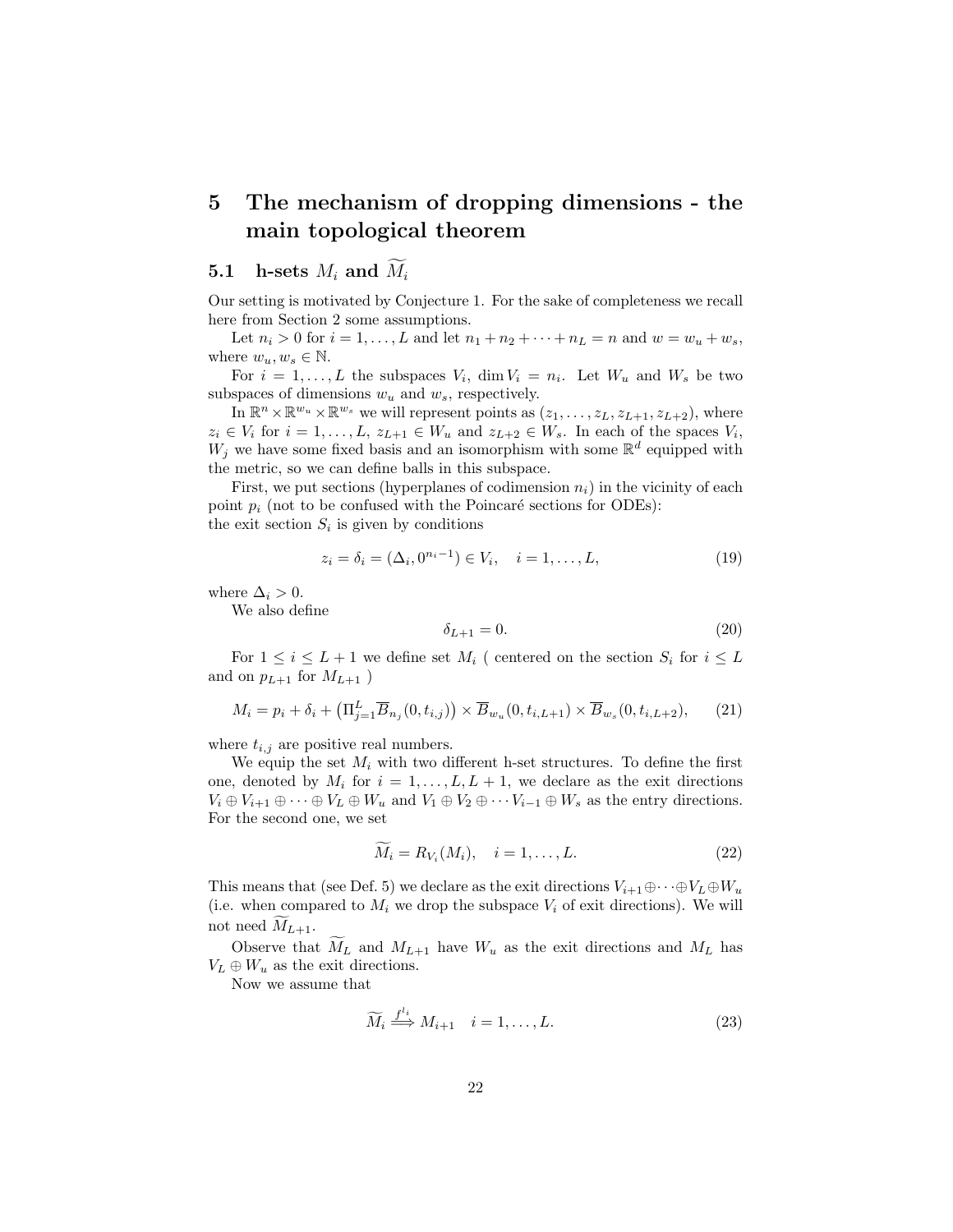# 5 The mechanism of dropping dimensions - the main topological theorem

## 5.1 h-sets $M_i$ and $\widetilde{M}_i$

Our setting is motivated by Conjecture 1. For the sake of completeness we recall here from Section 2 some assumptions.

Let $n_i > 0$ for $i = 1, \ldots, L$ and let $n_1 + n_2 + \cdots + n_L = n$ and $w = w_u + w_s$, where $w_u, w_s \in \mathbb{N}$.

For $i = 1, \ldots, L$ the subspaces $V_i$, $\dim V_i = n_i$. Let $W_u$ and $W_s$ be two subspaces of dimensions $w_u$ and $w_s$, respectively.

In $\mathbb{R}^n \times \mathbb{R}^{w_u} \times \mathbb{R}^{w_s}$ we will represent points as $(z_1, \ldots, z_L, z_{L+1}, z_{L+2})$, where $z_i \in V_i$ for $i = 1, \ldots, L$, $z_{L+1} \in W_u$ and $z_{L+2} \in W_s$. In each of the spaces $V_i$, $W_j$ we have some fixed basis and an isomorphism with some $\mathbb{R}^d$ equipped with the metric, so we can define balls in this subspace.

First, we put sections (hyperplanes of codimension $n_i$) in the vicinity of each point $p_i$ (not to be confused with the Poincaré sections for ODEs):
the exit section $S_i$ is given by conditions

$$z_i = \delta_i = (\Delta_i, 0^{n_i - 1}) \in V_i, \quad i = 1, \ldots, L, \tag{19}$$

where $\Delta_i > 0$.

We also define

$$\delta_{L+1} = 0. \tag{20}$$

For $1 \leq i \leq L+1$ we define set $M_i$ ( centered on the section $S_i$ for $i \leq L$ and on $p_{L+1}$ for $M_{L+1}$ )

$$M_i = p_i + \delta_i + \left(\Pi_{j=1}^{L} \overline{B}_{n_j}(0, t_{i,j})\right) \times \overline{B}_{w_u}(0, t_{i,L+1}) \times \overline{B}_{w_s}(0, t_{i,L+2}), \tag{21}$$

where $t_{i,j}$ are positive real numbers.

We equip the set $M_i$ with two different h-set structures. To define the first one, denoted by $M_i$ for $i = 1, \ldots, L, L+1$, we declare as the exit directions $V_i \oplus V_{i+1} \oplus \cdots \oplus V_L \oplus W_u$ and $V_1 \oplus V_2 \oplus \cdots V_{i-1} \oplus W_s$ as the entry directions. For the second one, we set

$$\widetilde{M}_i = R_{V_i}(M_i), \quad i = 1, \ldots, L. \tag{22}$$

This means that (see Def. 5) we declare as the exit directions $V_{i+1} \oplus \cdots \oplus V_L \oplus W_u$ (i.e. when compared to $M_i$ we drop the subspace $V_i$ of exit directions). We will not need $\widetilde{M}_{L+1}$.

Observe that $\widetilde{M}_L$ and $M_{L+1}$ have $W_u$ as the exit directions and $M_L$ has $V_L \oplus W_u$ as the exit directions.

Now we assume that

$$\widetilde{M}_i \overset{f^{l_i}}{\Longrightarrow} M_{i+1} \quad i = 1, \ldots, L. \tag{23}$$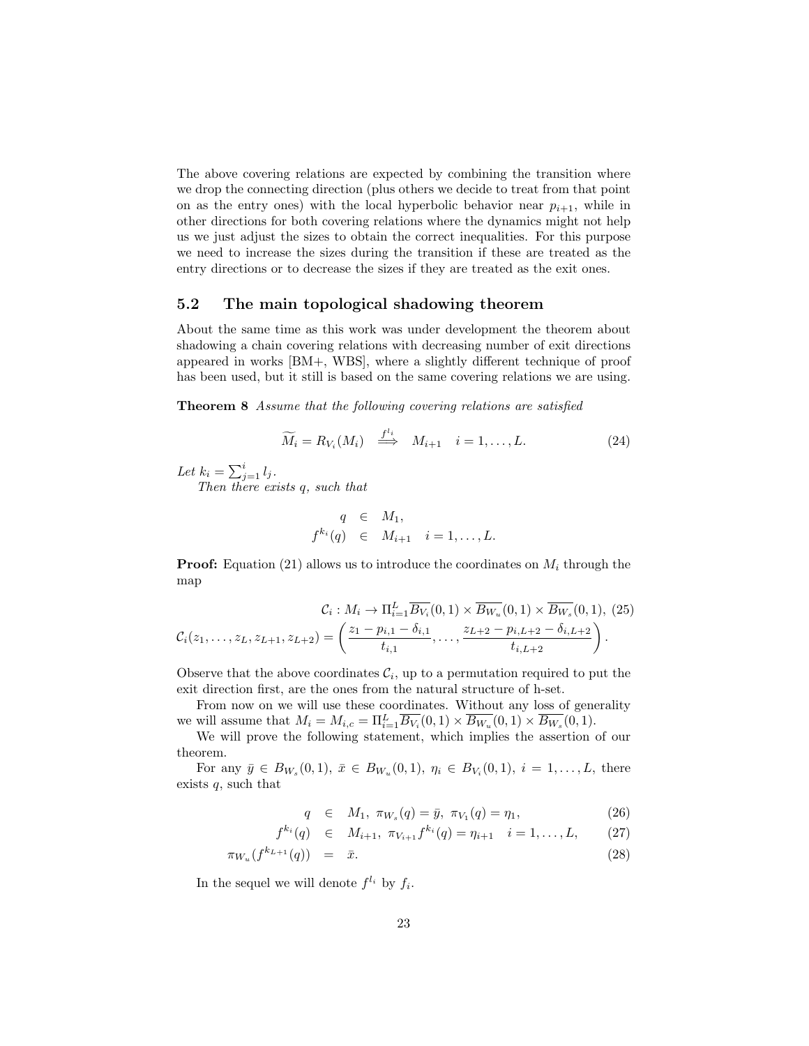The above covering relations are expected by combining the transition where we drop the connecting direction (plus others we decide to treat from that point on as the entry ones) with the local hyperbolic behavior near $p_{i+1}$, while in other directions for both covering relations where the dynamics might not help us we just adjust the sizes to obtain the correct inequalities. For this purpose we need to increase the sizes during the transition if these are treated as the entry directions or to decrease the sizes if they are treated as the exit ones.

## 5.2 The main topological shadowing theorem

About the same time as this work was under development the theorem about shadowing a chain covering relations with decreasing number of exit directions appeared in works [BM+, WBS], where a slightly different technique of proof has been used, but it still is based on the same covering relations we are using.

**Theorem 8** *Assume that the following covering relations are satisfied*

$$\widetilde{M_i} = R_{V_i}(M_i) \quad \overset{f^{l_i}}{\Longrightarrow} \quad M_{i+1} \quad i = 1, \ldots, L. \tag{24}$$

*Let $k_i = \sum_{j=1}^{i} l_j$.*

*Then there exists $q$, such that*

$$\begin{aligned} q &\in M_1, \\ f^{k_i}(q) &\in M_{i+1} \quad i = 1, \ldots, L. \end{aligned}$$

**Proof:** Equation (21) allows us to introduce the coordinates on $M_i$ through the map

$$\mathcal{C}_i : M_i \to \Pi_{i=1}^{L} \overline{B_{V_i}}(0,1) \times \overline{B_{W_u}}(0,1) \times \overline{B_{W_s}}(0,1), \tag{25}$$

$$\mathcal{C}_i(z_1, \ldots, z_L, z_{L+1}, z_{L+2}) = \left( \frac{z_1 - p_{i,1} - \delta_{i,1}}{t_{i,1}}, \ldots, \frac{z_{L+2} - p_{i,L+2} - \delta_{i,L+2}}{t_{i,L+2}} \right).$$

Observe that the above coordinates $\mathcal{C}_i$, up to a permutation required to put the exit direction first, are the ones from the natural structure of h-set.

From now on we will use these coordinates. Without any loss of generality we will assume that $M_i = M_{i,c} = \Pi_{i=1}^{L} \overline{B_{V_i}}(0,1) \times \overline{B_{W_u}}(0,1) \times \overline{B_{W_s}}(0,1)$.

We will prove the following statement, which implies the assertion of our theorem.

For any $\bar{y} \in B_{W_s}(0,1)$, $\bar{x} \in B_{W_u}(0,1)$, $\eta_i \in B_{V_i}(0,1)$, $i = 1, \ldots, L$, there exists $q$, such that

$$q \in M_1, \; \pi_{W_s}(q) = \bar{y}, \; \pi_{V_1}(q) = \eta_1, \tag{26}$$

$$f^{k_i}(q) \in M_{i+1}, \; \pi_{V_{i+1}} f^{k_i}(q) = \eta_{i+1} \quad i = 1, \ldots, L, \tag{27}$$

$$\pi_{W_u}(f^{k_{L+1}}(q)) = \bar{x}. \tag{28}$$

In the sequel we will denote $f^{l_i}$ by $f_i$.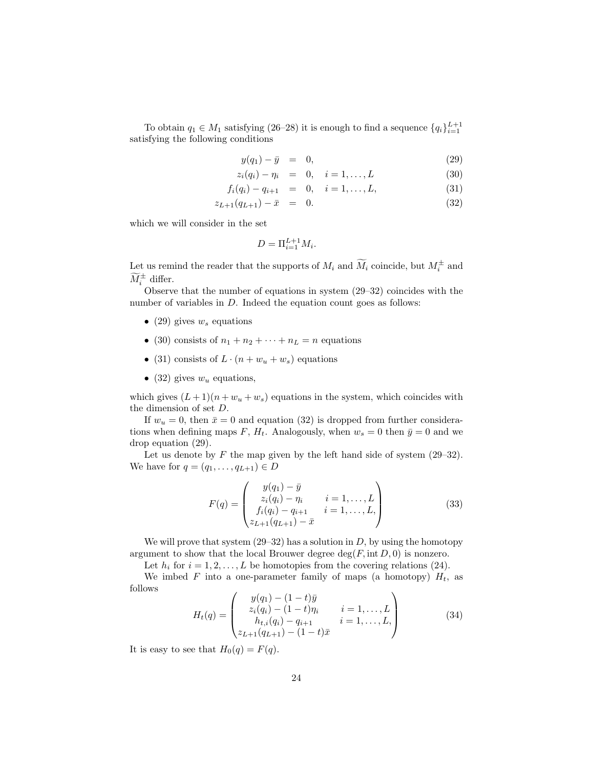To obtain $q_1 \in M_1$ satisfying (26–28) it is enough to find a sequence $\{q_i\}_{i=1}^{L+1}$ satisfying the following conditions

$$
\begin{aligned}
y(q_1) - \bar{y} &= 0, && (29)\\
z_i(q_i) - \eta_i &= 0, \quad i = 1, \dots, L && (30)\\
f_i(q_i) - q_{i+1} &= 0, \quad i = 1, \dots, L, && (31)\\
z_{L+1}(q_{L+1}) - \bar{x} &= 0. && (32)
\end{aligned}
$$

which we will consider in the set

$$
D = \Pi_{i=1}^{L+1} M_i.
$$

Let us remind the reader that the supports of $M_i$ and $\widetilde{M}_i$ coincide, but $M_i^{\pm}$ and $\widetilde{M}_i^{\pm}$ differ.

Observe that the number of equations in system (29–32) coincides with the number of variables in $D$. Indeed the equation count goes as follows:

- (29) gives $w_s$ equations
- (30) consists of $n_1 + n_2 + \cdots + n_L = n$ equations
- (31) consists of $L \cdot (n + w_u + w_s)$ equations
- (32) gives $w_u$ equations,

which gives $(L+1)(n + w_u + w_s)$ equations in the system, which coincides with the dimension of set $D$.

If $w_u = 0$, then $\bar{x} = 0$ and equation (32) is dropped from further considerations when defining maps $F$, $H_t$. Analogously, when $w_s = 0$ then $\bar{y} = 0$ and we drop equation (29).

Let us denote by $F$ the map given by the left hand side of system (29–32). We have for $q = (q_1, \dots, q_{L+1}) \in D$

$$
F(q) = \begin{pmatrix} y(q_1) - \bar{y} & \\ z_i(q_i) - \eta_i & i = 1, \dots, L \\ f_i(q_i) - q_{i+1} & i = 1, \dots, L, \\ z_{L+1}(q_{L+1}) - \bar{x} & \end{pmatrix} \tag{33}
$$

We will prove that system (29–32) has a solution in $D$, by using the homotopy argument to show that the local Brouwer degree $\deg(F, \operatorname{int} D, 0)$ is nonzero.

Let $h_i$ for $i = 1, 2, \dots, L$ be homotopies from the covering relations (24).

We imbed $F$ into a one-parameter family of maps (a homotopy) $H_t$, as follows

$$
H_t(q) = \begin{pmatrix} y(q_1) - (1-t)\bar{y} & \\ z_i(q_i) - (1-t)\eta_i & i = 1, \dots, L \\ h_{t,i}(q_i) - q_{i+1} & i = 1, \dots, L, \\ z_{L+1}(q_{L+1}) - (1-t)\bar{x} & \end{pmatrix} \tag{34}
$$

It is easy to see that $H_0(q) = F(q)$.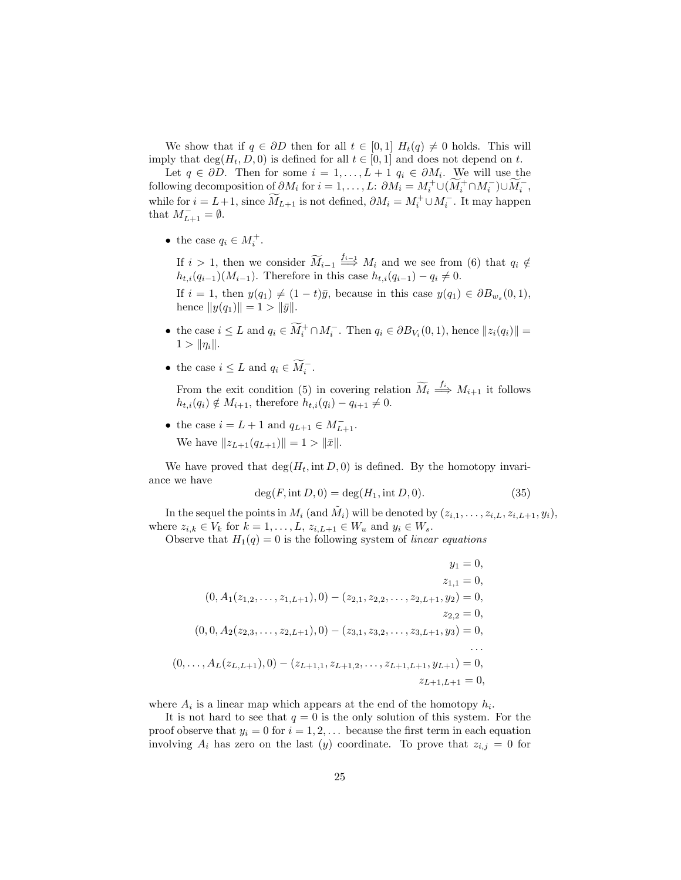We show that if $q \in \partial D$ then for all $t \in [0,1]$ $H_t(q) \neq 0$ holds. This will imply that $\deg(H_t, D, 0)$ is defined for all $t \in [0,1]$ and does not depend on $t$.

Let $q \in \partial D$. Then for some $i = 1, \ldots, L+1$ $q_i \in \partial M_i$. We will use the following decomposition of $\partial M_i$ for $i = 1, \ldots, L$: $\partial M_i = M_i^+ \cup (\widetilde{M}_i^+ \cap M_i^-) \cup \widetilde{M}_i^-$, while for $i = L+1$, since $\widetilde{M}_{L+1}$ is not defined, $\partial M_i = M_i^+ \cup M_i^-$. It may happen that $M_{L+1}^- = \emptyset$.

- the case $q_i \in M_i^+$.

  If $i > 1$, then we consider $\widetilde{M}_{i-1} \overset{f_{i-1}}{\Longrightarrow} M_i$ and we see from (6) that $q_i \notin h_{t,i}(q_{i-1})(M_{i-1})$. Therefore in this case $h_{t,i}(q_{i-1}) - q_i \neq 0$.

  If $i = 1$, then $y(q_1) \neq (1-t)\bar{y}$, because in this case $y(q_1) \in \partial B_{w_s}(0,1)$, hence $\|y(q_1)\| = 1 > \|\bar{y}\|$.

- the case $i \leq L$ and $q_i \in \widetilde{M}_i^+ \cap M_i^-$. Then $q_i \in \partial B_{V_i}(0,1)$, hence $\|z_i(q_i)\| = 1 > \|\eta_i\|$.

- the case $i \leq L$ and $q_i \in \widetilde{M}_i^-$.

  From the exit condition (5) in covering relation $\widetilde{M}_i \overset{f_i}{\Longrightarrow} M_{i+1}$ it follows $h_{t,i}(q_i) \notin M_{i+1}$, therefore $h_{t,i}(q_i) - q_{i+1} \neq 0$.

- the case $i = L+1$ and $q_{L+1} \in M_{L+1}^-$.

  We have $\|z_{L+1}(q_{L+1})\| = 1 > \|\bar{x}\|$.

We have proved that $\deg(H_t, \operatorname{int} D, 0)$ is defined. By the homotopy invariance we have

$$\deg(F, \operatorname{int} D, 0) = \deg(H_1, \operatorname{int} D, 0). \tag{35}$$

In the sequel the points in $M_i$ (and $\tilde{M}_i$) will be denoted by $(z_{i,1}, \ldots, z_{i,L}, z_{i,L+1}, y_i)$, where $z_{i,k} \in V_k$ for $k = 1, \ldots, L$, $z_{i,L+1} \in W_u$ and $y_i \in W_s$.

Observe that $H_1(q) = 0$ is the following system of *linear equations*

$$
\begin{aligned}
y_1 &= 0, \\
z_{1,1} &= 0, \\
(0, A_1(z_{1,2}, \ldots, z_{1,L+1}), 0) - (z_{2,1}, z_{2,2}, \ldots, z_{2,L+1}, y_2) &= 0, \\
z_{2,2} &= 0, \\
(0, 0, A_2(z_{2,3}, \ldots, z_{2,L+1}), 0) - (z_{3,1}, z_{3,2}, \ldots, z_{3,L+1}, y_3) &= 0, \\
&\ldots \\
(0, \ldots, A_L(z_{L,L+1}), 0) - (z_{L+1,1}, z_{L+1,2}, \ldots, z_{L+1,L+1}, y_{L+1}) &= 0, \\
z_{L+1,L+1} &= 0,
\end{aligned}
$$

where $A_i$ is a linear map which appears at the end of the homotopy $h_i$.

It is not hard to see that $q = 0$ is the only solution of this system. For the proof observe that $y_i = 0$ for $i = 1, 2, \ldots$ because the first term in each equation involving $A_i$ has zero on the last ($y$) coordinate. To prove that $z_{i,j} = 0$ for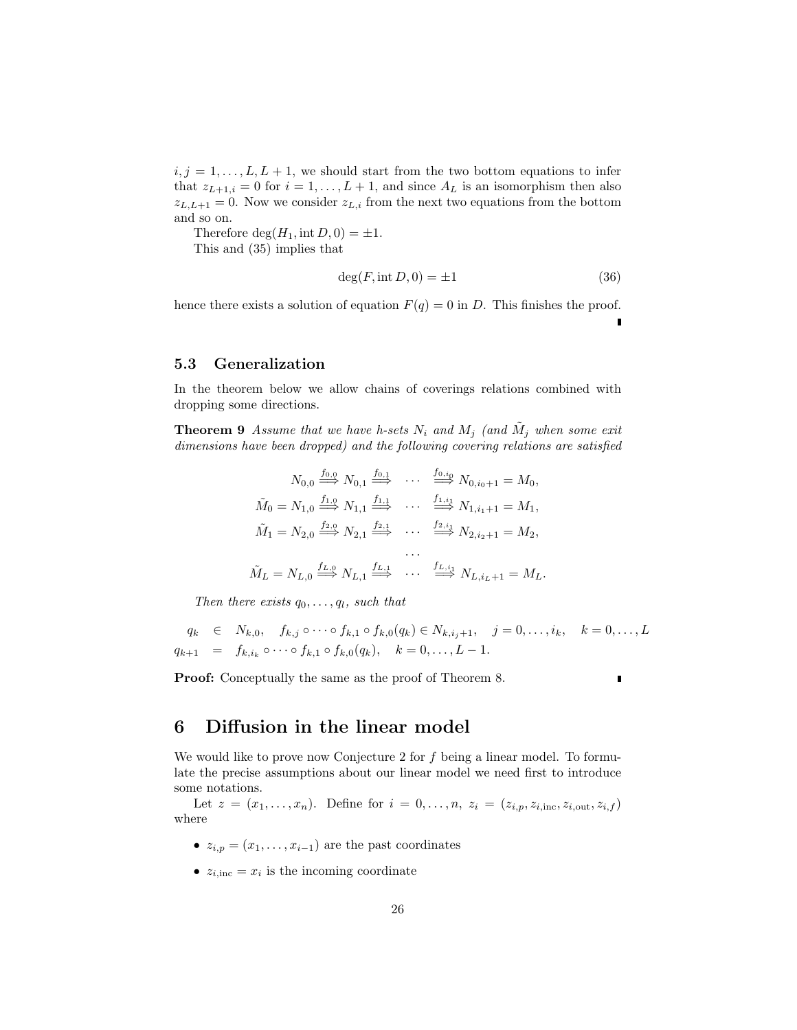$i, j = 1, \ldots, L, L+1$, we should start from the two bottom equations to infer that $z_{L+1,i} = 0$ for $i = 1, \ldots, L+1$, and since $A_L$ is an isomorphism then also $z_{L,L+1} = 0$. Now we consider $z_{L,i}$ from the next two equations from the bottom and so on.

Therefore $\deg(H_1, \operatorname{int} D, 0) = \pm 1$.

This and (35) implies that

$$\deg(F, \operatorname{int} D, 0) = \pm 1 \tag{36}$$

hence there exists a solution of equation $F(q) = 0$ in $D$. This finishes the proof. ∎

### 5.3 Generalization

In the theorem below we allow chains of coverings relations combined with dropping some directions.

**Theorem 9** *Assume that we have h-sets $N_i$ and $M_j$ (and $\tilde{M}_j$ when some exit dimensions have been dropped) and the following covering relations are satisfied*

$$
\begin{aligned}
N_{0,0} &\overset{f_{0,0}}{\Longrightarrow} N_{0,1} \overset{f_{0,1}}{\Longrightarrow} \cdots \overset{f_{0,i_0}}{\Longrightarrow} N_{0,i_0+1} = M_0, \\
\tilde{M}_0 = N_{1,0} &\overset{f_{1,0}}{\Longrightarrow} N_{1,1} \overset{f_{1,1}}{\Longrightarrow} \cdots \overset{f_{1,i_1}}{\Longrightarrow} N_{1,i_1+1} = M_1, \\
\tilde{M}_1 = N_{2,0} &\overset{f_{2,0}}{\Longrightarrow} N_{2,1} \overset{f_{2,1}}{\Longrightarrow} \cdots \overset{f_{2,i_1}}{\Longrightarrow} N_{2,i_2+1} = M_2, \\
&\cdots \\
\tilde{M}_L = N_{L,0} &\overset{f_{L,0}}{\Longrightarrow} N_{L,1} \overset{f_{L,1}}{\Longrightarrow} \cdots \overset{f_{L,i_1}}{\Longrightarrow} N_{L,i_L+1} = M_L.
\end{aligned}
$$

*Then there exists $q_0, \ldots, q_l$, such that*

$$
\begin{aligned}
q_k &\in N_{k,0}, \quad f_{k,j} \circ \cdots \circ f_{k,1} \circ f_{k,0}(q_k) \in N_{k,i_j+1}, \quad j = 0, \ldots, i_k, \quad k = 0, \ldots, L \\
q_{k+1} &= f_{k,i_k} \circ \cdots \circ f_{k,1} \circ f_{k,0}(q_k), \quad k = 0, \ldots, L-1.
\end{aligned}
$$

**Proof:** Conceptually the same as the proof of Theorem 8. ∎

## 6 Diffusion in the linear model

We would like to prove now Conjecture 2 for $f$ being a linear model. To formulate the precise assumptions about our linear model we need first to introduce some notations.

Let $z = (x_1, \ldots, x_n)$. Define for $i = 0, \ldots, n$, $z_i = (z_{i,p}, z_{i,\text{inc}}, z_{i,\text{out}}, z_{i,f})$ where

- $z_{i,p} = (x_1, \ldots, x_{i-1})$ are the past coordinates
- $z_{i,\text{inc}} = x_i$ is the incoming coordinate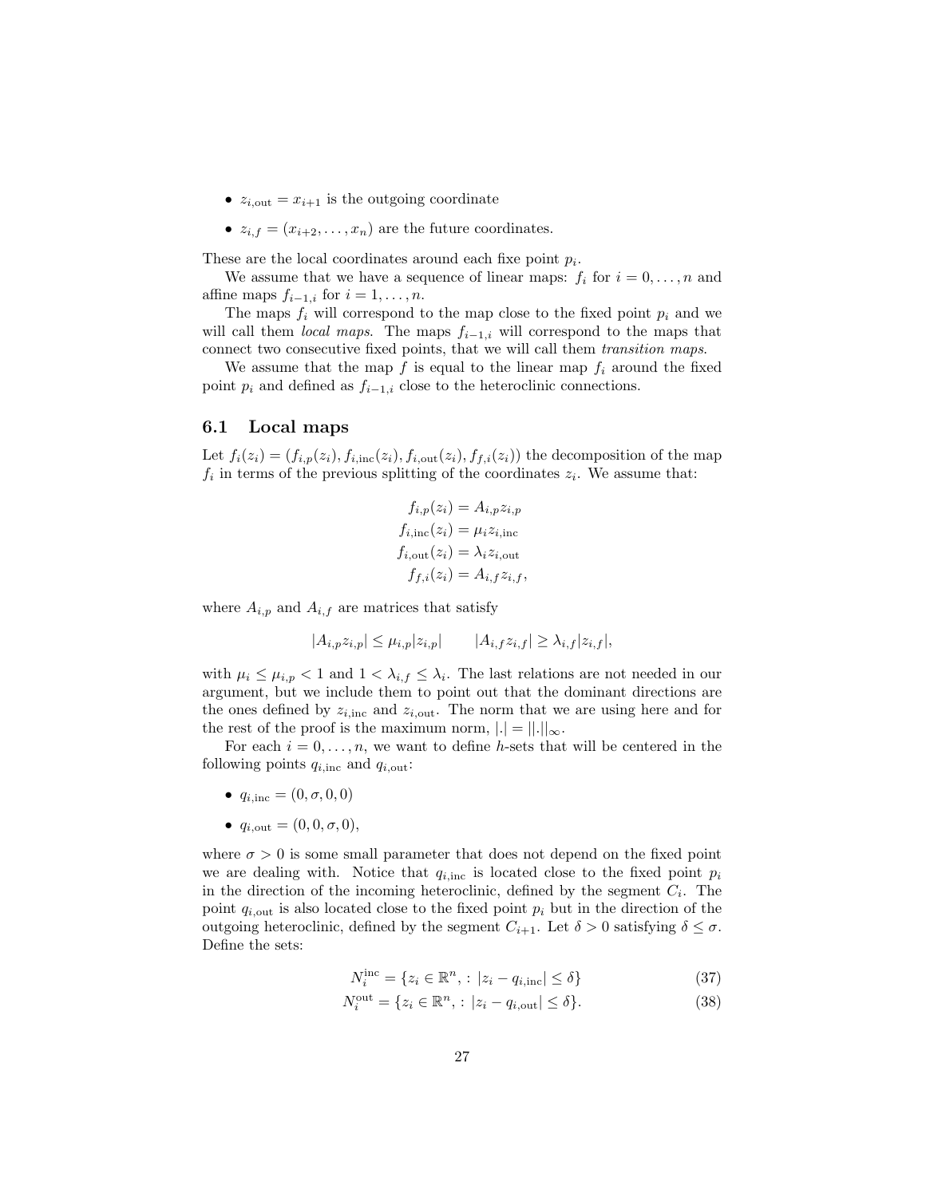- $z_{i,\text{out}} = x_{i+1}$ is the outgoing coordinate
- $z_{i,f} = (x_{i+2}, \dots, x_n)$ are the future coordinates.

These are the local coordinates around each fixe point $p_i$.

We assume that we have a sequence of linear maps: $f_i$ for $i = 0, \dots, n$ and affine maps $f_{i-1,i}$ for $i = 1, \dots, n$.

The maps $f_i$ will correspond to the map close to the fixed point $p_i$ and we will call them *local maps*. The maps $f_{i-1,i}$ will correspond to the maps that connect two consecutive fixed points, that we will call them *transition maps*.

We assume that the map $f$ is equal to the linear map $f_i$ around the fixed point $p_i$ and defined as $f_{i-1,i}$ close to the heteroclinic connections.

## 6.1 Local maps

Let $f_i(z_i) = (f_{i,p}(z_i), f_{i,\text{inc}}(z_i), f_{i,\text{out}}(z_i), f_{f,i}(z_i))$ the decomposition of the map $f_i$ in terms of the previous splitting of the coordinates $z_i$. We assume that:

$$
\begin{aligned}
f_{i,p}(z_i) &= A_{i,p} z_{i,p} \\
f_{i,\text{inc}}(z_i) &= \mu_i z_{i,\text{inc}} \\
f_{i,\text{out}}(z_i) &= \lambda_i z_{i,\text{out}} \\
f_{f,i}(z_i) &= A_{i,f} z_{i,f},
\end{aligned}
$$

where $A_{i,p}$ and $A_{i,f}$ are matrices that satisfy

$$
|A_{i,p} z_{i,p}| \leq \mu_{i,p} |z_{i,p}| \qquad |A_{i,f} z_{i,f}| \geq \lambda_{i,f} |z_{i,f}|,
$$

with $\mu_i \leq \mu_{i,p} < 1$ and $1 < \lambda_{i,f} \leq \lambda_i$. The last relations are not needed in our argument, but we include them to point out that the dominant directions are the ones defined by $z_{i,\text{inc}}$ and $z_{i,\text{out}}$. The norm that we are using here and for the rest of the proof is the maximum norm, $|.| = ||.||_\infty$.

For each $i = 0, \dots, n$, we want to define $h$-sets that will be centered in the following points $q_{i,\text{inc}}$ and $q_{i,\text{out}}$:

- $q_{i,\text{inc}} = (0, \sigma, 0, 0)$
- $q_{i,\text{out}} = (0, 0, \sigma, 0)$,

where $\sigma > 0$ is some small parameter that does not depend on the fixed point we are dealing with. Notice that $q_{i,\text{inc}}$ is located close to the fixed point $p_i$ in the direction of the incoming heteroclinic, defined by the segment $C_i$. The point $q_{i,\text{out}}$ is also located close to the fixed point $p_i$ but in the direction of the outgoing heteroclinic, defined by the segment $C_{i+1}$. Let $\delta > 0$ satisfying $\delta \leq \sigma$. Define the sets:

$$
N_i^{\text{inc}} = \{z_i \in \mathbb{R}^n, : \, |z_i - q_{i,\text{inc}}| \leq \delta\} \tag{37}
$$

$$
N_i^{\text{out}} = \{z_i \in \mathbb{R}^n, : \, |z_i - q_{i,\text{out}}| \leq \delta\}. \tag{38}
$$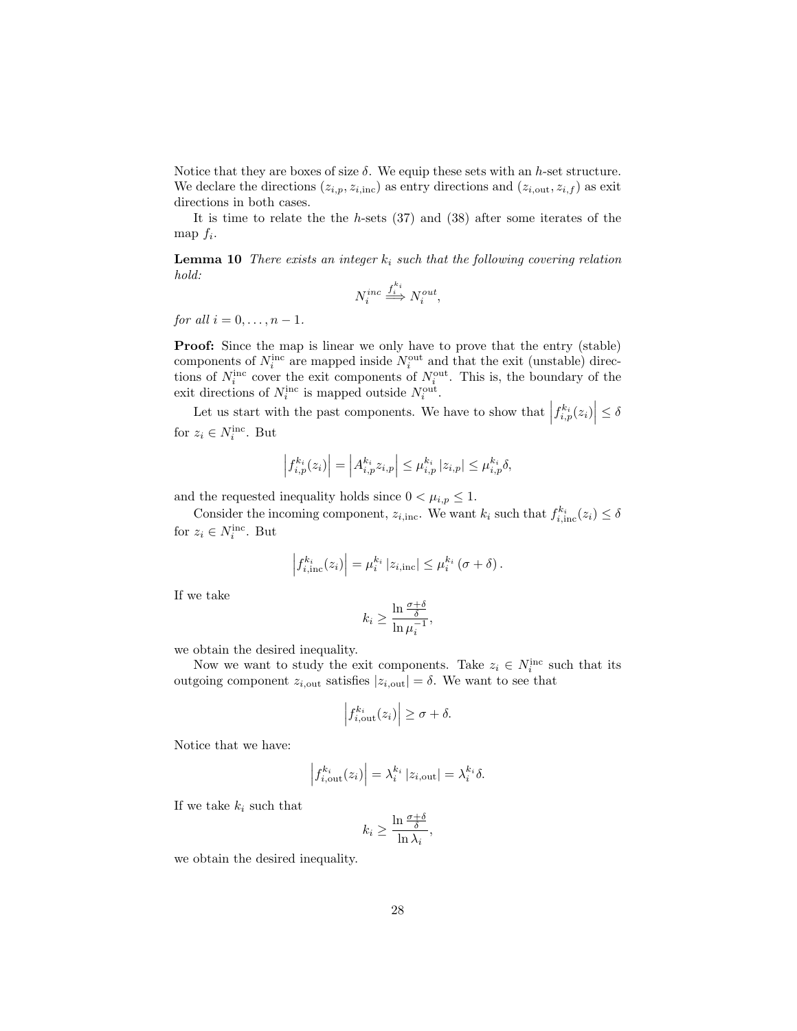Notice that they are boxes of size $\delta$. We equip these sets with an $h$-set structure. We declare the directions $(z_{i,p}, z_{i,\text{inc}})$ as entry directions and $(z_{i,\text{out}}, z_{i,f})$ as exit directions in both cases.

It is time to relate the the $h$-sets (37) and (38) after some iterates of the map $f_i$.

**Lemma 10** *There exists an integer $k_i$ such that the following covering relation hold:*

$$N_i^{inc} \overset{f_i^{k_i}}{\Longrightarrow} N_i^{out},$$

*for all $i = 0, \ldots, n-1$.*

**Proof:** Since the map is linear we only have to prove that the entry (stable) components of $N_i^{\text{inc}}$ are mapped inside $N_i^{\text{out}}$ and that the exit (unstable) directions of $N_i^{\text{inc}}$ cover the exit components of $N_i^{\text{out}}$. This is, the boundary of the exit directions of $N_i^{\text{inc}}$ is mapped outside $N_i^{\text{out}}$.

Let us start with the past components. We have to show that $\left|f_{i,p}^{k_i}(z_i)\right| \leq \delta$ for $z_i \in N_i^{\text{inc}}$. But

$$\left|f_{i,p}^{k_i}(z_i)\right| = \left|A_{i,p}^{k_i} z_{i,p}\right| \leq \mu_{i,p}^{k_i} \left|z_{i,p}\right| \leq \mu_{i,p}^{k_i} \delta,$$

and the requested inequality holds since $0 < \mu_{i,p} \leq 1$.

Consider the incoming component, $z_{i,\text{inc}}$. We want $k_i$ such that $f_{i,\text{inc}}^{k_i}(z_i) \leq \delta$ for $z_i \in N_i^{\text{inc}}$. But

$$\left|f_{i,\text{inc}}^{k_i}(z_i)\right| = \mu_i^{k_i} \left|z_{i,\text{inc}}\right| \leq \mu_i^{k_i} \left(\sigma + \delta\right).$$

If we take

$$k_i \geq \frac{\ln \frac{\sigma+\delta}{\delta}}{\ln \mu_i^{-1}},$$

we obtain the desired inequality.

Now we want to study the exit components. Take $z_i \in N_i^{\text{inc}}$ such that its outgoing component $z_{i,\text{out}}$ satisfies $|z_{i,\text{out}}| = \delta$. We want to see that

$$\left|f_{i,\text{out}}^{k_i}(z_i)\right| \geq \sigma + \delta.$$

Notice that we have:

$$\left|f_{i,\text{out}}^{k_i}(z_i)\right| = \lambda_i^{k_i} \left|z_{i,\text{out}}\right| = \lambda_i^{k_i} \delta.$$

If we take $k_i$ such that

$$k_i \geq \frac{\ln \frac{\sigma+\delta}{\delta}}{\ln \lambda_i},$$

we obtain the desired inequality.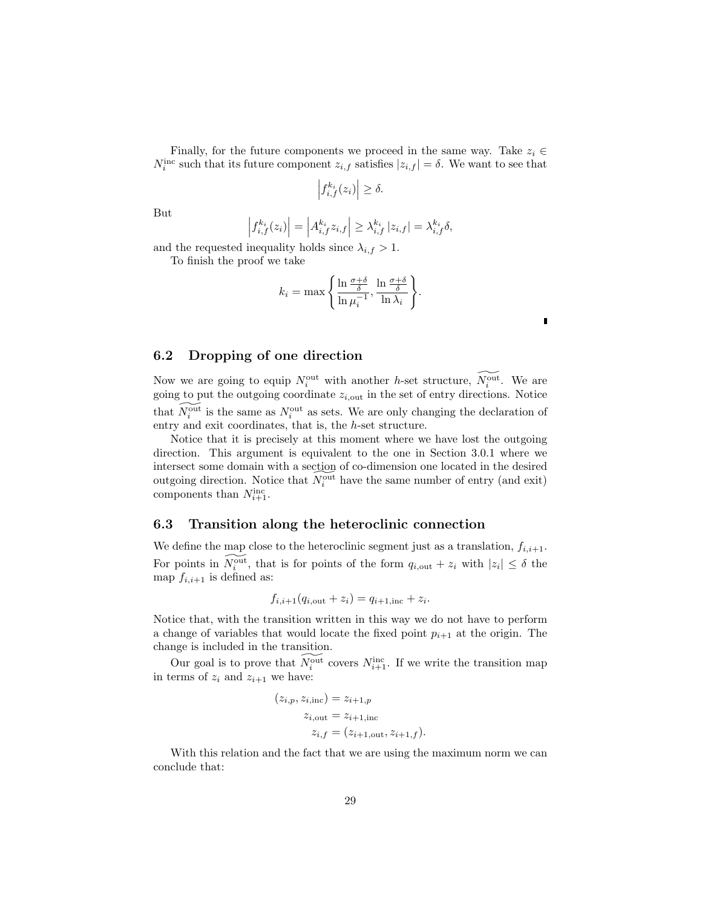Finally, for the future components we proceed in the same way. Take $z_i \in N_i^{\text{inc}}$ such that its future component $z_{i,f}$ satisfies $|z_{i,f}| = \delta$. We want to see that

$$\left| f_{i,f}^{k_i}(z_i) \right| \geq \delta.$$

But

$$\left| f_{i,f}^{k_i}(z_i) \right| = \left| A_{i,f}^{k_i} z_{i,f} \right| \geq \lambda_{i,f}^{k_i} |z_{i,f}| = \lambda_{i,f}^{k_i} \delta,$$

and the requested inequality holds since $\lambda_{i,f} > 1$.

To finish the proof we take

$$k_i = \max \left\{ \frac{\ln \frac{\sigma+\delta}{\delta}}{\ln \mu_i^{-1}}, \frac{\ln \frac{\sigma+\delta}{\delta}}{\ln \lambda_i} \right\}.$$

∎

## 6.2 Dropping of one direction

Now we are going to equip $N_i^{\text{out}}$ with another $h$-set structure, $\widetilde{N_i^{\text{out}}}$. We are going to put the outgoing coordinate $z_{i,\text{out}}$ in the set of entry directions. Notice that $\widetilde{N_i^{\text{out}}}$ is the same as $N_i^{\text{out}}$ as sets. We are only changing the declaration of entry and exit coordinates, that is, the $h$-set structure.

Notice that it is precisely at this moment where we have lost the outgoing direction. This argument is equivalent to the one in Section 3.0.1 where we intersect some domain with a section of co-dimension one located in the desired outgoing direction. Notice that $\widetilde{N_i^{\text{out}}}$ have the same number of entry (and exit) components than $N_{i+1}^{\text{inc}}$.

## 6.3 Transition along the heteroclinic connection

We define the map close to the heteroclinic segment just as a translation, $f_{i,i+1}$. For points in $\widetilde{N_i^{\text{out}}}$, that is for points of the form $q_{i,\text{out}} + z_i$ with $|z_i| \leq \delta$ the map $f_{i,i+1}$ is defined as:

$$f_{i,i+1}(q_{i,\text{out}} + z_i) = q_{i+1,\text{inc}} + z_i.$$

Notice that, with the transition written in this way we do not have to perform a change of variables that would locate the fixed point $p_{i+1}$ at the origin. The change is included in the transition.

Our goal is to prove that $\widetilde{N_i^{\text{out}}}$ covers $N_{i+1}^{\text{inc}}$. If we write the transition map in terms of $z_i$ and $z_{i+1}$ we have:

$$\begin{aligned}
(z_{i,p}, z_{i,\text{inc}}) &= z_{i+1,p} \\
z_{i,\text{out}} &= z_{i+1,\text{inc}} \\
z_{i,f} &= (z_{i+1,\text{out}}, z_{i+1,f}).
\end{aligned}$$

With this relation and the fact that we are using the maximum norm we can conclude that: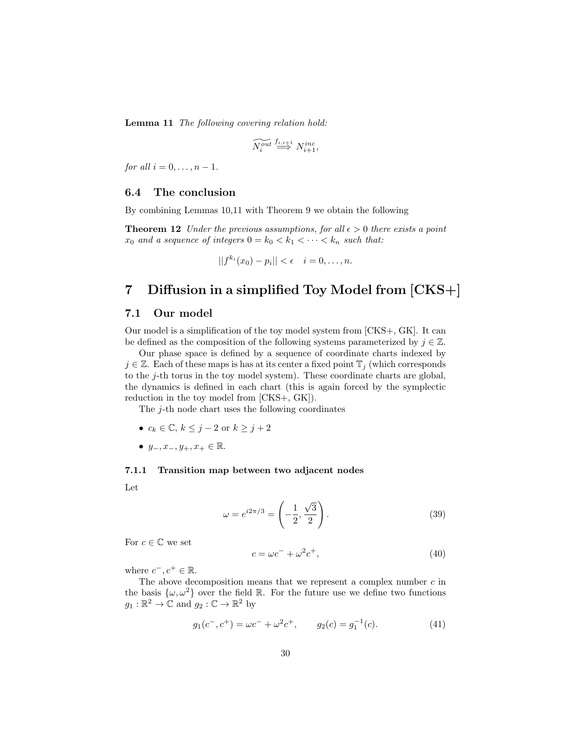**Lemma 11** *The following covering relation hold:*

$$\widetilde{N_i^{out}} \overset{f_{i,i+1}}{\Longrightarrow} N_{i+1}^{inc},$$

*for all* $i = 0, \ldots, n-1$.

### 6.4 The conclusion

By combining Lemmas 10,11 with Theorem 9 we obtain the following

**Theorem 12** *Under the previous assumptions, for all* $\epsilon > 0$ *there exists a point* $x_0$ *and a sequence of integers* $0 = k_0 < k_1 < \cdots < k_n$ *such that:*

$$||f^{k_i}(x_0) - p_i|| < \epsilon \quad i = 0, \ldots, n.$$

## 7 Diffusion in a simplified Toy Model from [CKS+]

### 7.1 Our model

Our model is a simplification of the toy model system from [CKS+, GK]. It can be defined as the composition of the following systems parameterized by $j \in \mathbb{Z}$.

Our phase space is defined by a sequence of coordinate charts indexed by $j \in \mathbb{Z}$. Each of these maps is has at its center a fixed point $\mathbb{T}_j$ (which corresponds to the $j$-th torus in the toy model system). These coordinate charts are global, the dynamics is defined in each chart (this is again forced by the symplectic reduction in the toy model from [CKS+, GK]).

The $j$-th node chart uses the following coordinates

- $c_k \in \mathbb{C}$, $k \leq j-2$ or $k \geq j+2$
- $y_-, x_-, y_+, x_+ \in \mathbb{R}$.

#### 7.1.1 Transition map between two adjacent nodes

Let

$$\omega = e^{i2\pi/3} = \left(-\frac{1}{2}, \frac{\sqrt{3}}{2}\right). \tag{39}$$

For $c \in \mathbb{C}$ we set

$$c = \omega c^- + \omega^2 c^+, \tag{40}$$

where $c^-, c^+ \in \mathbb{R}$.

The above decomposition means that we represent a complex number $c$ in the basis $\{\omega, \omega^2\}$ over the field $\mathbb{R}$. For the future use we define two functions $g_1 : \mathbb{R}^2 \to \mathbb{C}$ and $g_2 : \mathbb{C} \to \mathbb{R}^2$ by

$$g_1(c^-, c^+) = \omega c^- + \omega^2 c^+, \qquad g_2(c) = g_1^{-1}(c). \tag{41}$$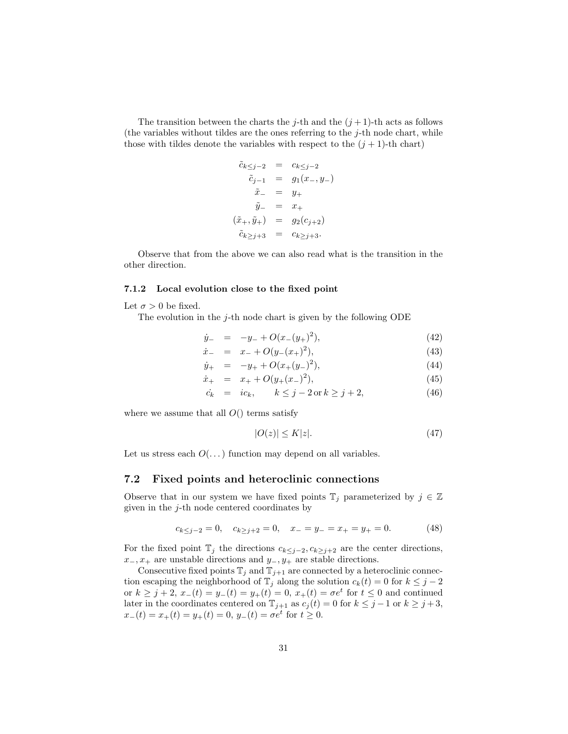The transition between the charts the $j$-th and the $(j+1)$-th acts as follows (the variables without tildes are the ones referring to the $j$-th node chart, while those with tildes denote the variables with respect to the $(j+1)$-th chart)

$$
\begin{aligned}
\tilde{c}_{k\leq j-2} &= c_{k\leq j-2} \\
\tilde{c}_{j-1} &= g_1(x_-, y_-) \\
\tilde{x}_- &= y_+ \\
\tilde{y}_- &= x_+ \\
(\tilde{x}_+, \tilde{y}_+) &= g_2(c_{j+2}) \\
\tilde{c}_{k\geq j+3} &= c_{k\geq j+3}.
\end{aligned}
$$

Observe that from the above we can also read what is the transition in the other direction.

#### 7.1.2 Local evolution close to the fixed point

Let $\sigma > 0$ be fixed.

The evolution in the $j$-th node chart is given by the following ODE

$$
\begin{aligned}
\dot{y}_- &= -y_- + O(x_-(y_+)^2), && (42)\\
\dot{x}_- &= x_- + O(y_-(x_+)^2), && (43)\\
\dot{y}_+ &= -y_+ + O(x_+(y_-)^2), && (44)\\
\dot{x}_+ &= x_+ + O(y_+(x_-)^2), && (45)\\
\dot{c_k} &= ic_k, \qquad k \leq j-2 \,\text{or}\, k \geq j+2, && (46)
\end{aligned}
$$

where we assume that all $O()$ terms satisfy

$$
|O(z)| \leq K|z|. \tag{47}
$$

Let us stress each $O(\dots)$ function may depend on all variables.

### 7.2 Fixed points and heteroclinic connections

Observe that in our system we have fixed points $\mathbb{T}_j$ parameterized by $j \in \mathbb{Z}$ given in the $j$-th node centered coordinates by

$$
c_{k\leq j-2} = 0, \quad c_{k\geq j+2} = 0, \quad x_- = y_- = x_+ = y_+ = 0. \tag{48}
$$

For the fixed point $\mathbb{T}_j$ the directions $c_{k\leq j-2}, c_{k\geq j+2}$ are the center directions, $x_-, x_+$ are unstable directions and $y_-, y_+$ are stable directions.

Consecutive fixed points $\mathbb{T}_j$ and $\mathbb{T}_{j+1}$ are connected by a heteroclinic connection escaping the neighborhood of $\mathbb{T}_j$ along the solution $c_k(t) = 0$ for $k \leq j-2$ or $k \geq j+2$, $x_-(t) = y_-(t) = y_+(t) = 0$, $x_+(t) = \sigma e^t$ for $t \leq 0$ and continued later in the coordinates centered on $\mathbb{T}_{j+1}$ as $c_j(t) = 0$ for $k \leq j-1$ or $k \geq j+3$, $x_-(t) = x_+(t) = y_+(t) = 0$, $y_-(t) = \sigma e^t$ for $t \geq 0$.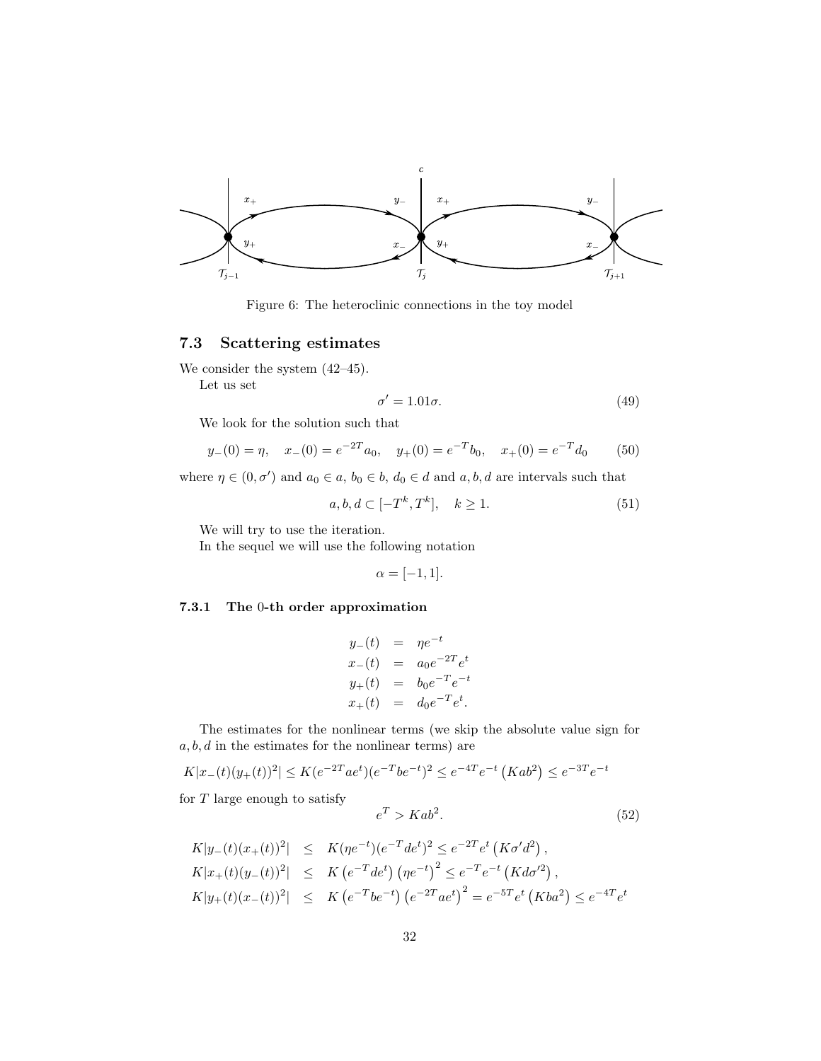Figure 6: The heteroclinic connections in the toy model

### 7.3 Scattering estimates

We consider the system (42–45).

Let us set

$$\sigma' = 1.01\sigma. \tag{49}$$

We look for the solution such that

$$y_-(0) = \eta, \quad x_-(0) = e^{-2T}a_0, \quad y_+(0) = e^{-T}b_0, \quad x_+(0) = e^{-T}d_0 \tag{50}$$

where $\eta \in (0, \sigma')$ and $a_0 \in a$, $b_0 \in b$, $d_0 \in d$ and $a, b, d$ are intervals such that

$$a, b, d \subset [-T^k, T^k], \quad k \geq 1. \tag{51}$$

We will try to use the iteration.

In the sequel we will use the following notation

$$\alpha = [-1, 1].$$

#### 7.3.1 The 0-th order approximation

$$\begin{aligned} y_-(t) &= \eta e^{-t} \\ x_-(t) &= a_0 e^{-2T} e^t \\ y_+(t) &= b_0 e^{-T} e^{-t} \\ x_+(t) &= d_0 e^{-T} e^t. \end{aligned}$$

The estimates for the nonlinear terms (we skip the absolute value sign for $a, b, d$ in the estimates for the nonlinear terms) are

$$K|x_-(t)(y_+(t))^2| \leq K(e^{-2T}ae^t)(e^{-T}be^{-t})^2 \leq e^{-4T}e^{-t}\left(Kab^2\right) \leq e^{-3T}e^{-t}$$

for $T$ large enough to satisfy

$$e^T > Kab^2. \tag{52}$$

$$\begin{aligned} K|y_-(t)(x_+(t))^2| &\leq K(\eta e^{-t})(e^{-T}de^t)^2 \leq e^{-2T}e^t\left(K\sigma' d^2\right), \\ K|x_+(t)(y_-(t))^2| &\leq K\left(e^{-T}de^t\right)\left(\eta e^{-t}\right)^2 \leq e^{-T}e^{-t}\left(Kd\sigma'^2\right), \\ K|y_+(t)(x_-(t))^2| &\leq K\left(e^{-T}be^{-t}\right)\left(e^{-2T}ae^t\right)^2 = e^{-5T}e^t\left(Kba^2\right) \leq e^{-4T}e^t \end{aligned}$$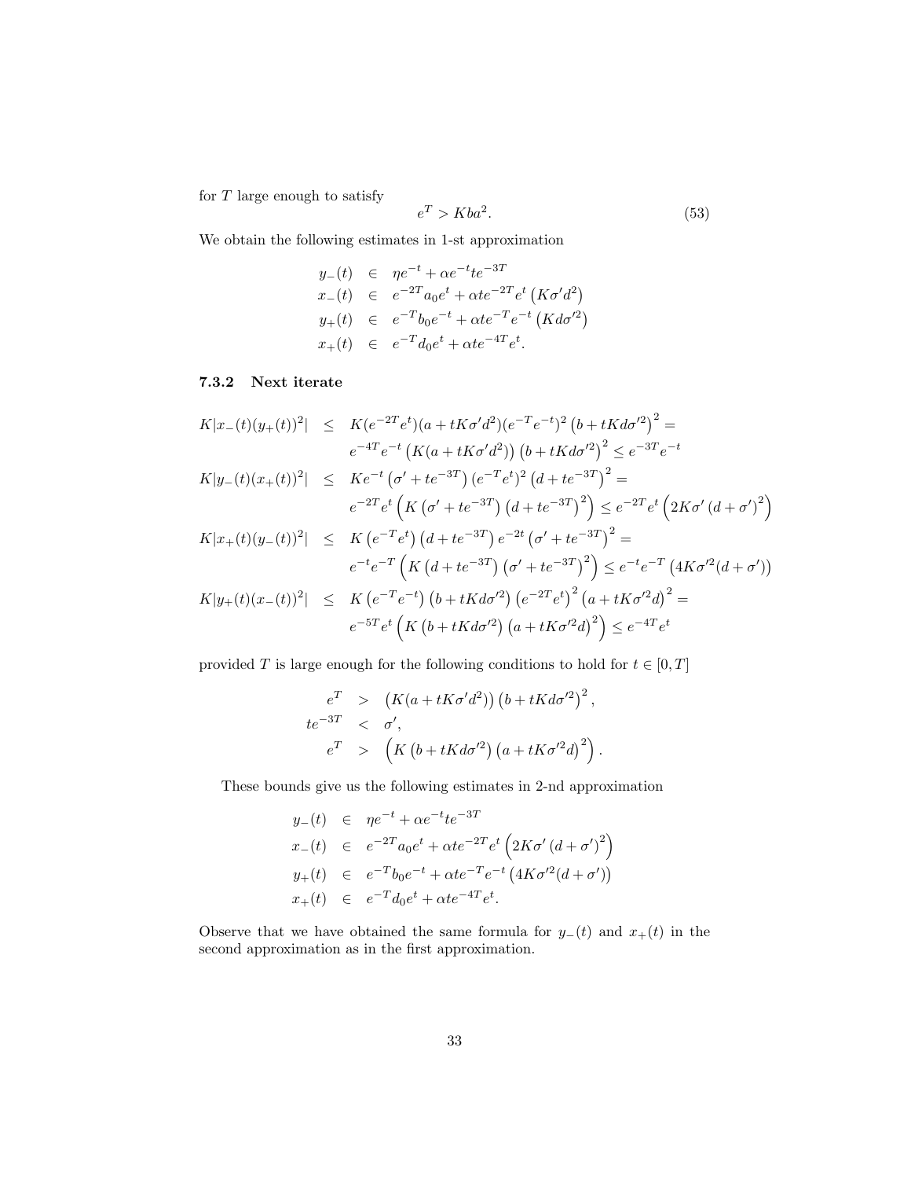for $T$ large enough to satisfy

$$e^T > Kba^2. \tag{53}$$

We obtain the following estimates in 1-st approximation

$$\begin{aligned}
y_-(t) &\in \eta e^{-t} + \alpha e^{-t} t e^{-3T} \\
x_-(t) &\in e^{-2T} a_0 e^t + \alpha t e^{-2T} e^t \left(K\sigma' d^2\right) \\
y_+(t) &\in e^{-T} b_0 e^{-t} + \alpha t e^{-T} e^{-t} \left(K d \sigma'^2\right) \\
x_+(t) &\in e^{-T} d_0 e^t + \alpha t e^{-4T} e^t.
\end{aligned}$$

### 7.3.2 Next iterate

$$\begin{aligned}
K|x_-(t)(y_+(t))^2| &\leq K(e^{-2T}e^t)(a + tK\sigma' d^2)(e^{-T}e^{-t})^2 \left(b + tKd\sigma'^2\right)^2 = \\
&\quad e^{-4T}e^{-t}\left(K(a + tK\sigma' d^2)\right)\left(b + tKd\sigma'^2\right)^2 \leq e^{-3T}e^{-t} \\
K|y_-(t)(x_+(t))^2| &\leq Ke^{-t}\left(\sigma' + te^{-3T}\right)(e^{-T}e^t)^2\left(d + te^{-3T}\right)^2 = \\
&\quad e^{-2T}e^t\left(K\left(\sigma' + te^{-3T}\right)\left(d + te^{-3T}\right)^2\right) \leq e^{-2T}e^t\left(2K\sigma'\left(d + \sigma'\right)^2\right) \\
K|x_+(t)(y_-(t))^2| &\leq K\left(e^{-T}e^t\right)\left(d + te^{-3T}\right)e^{-2t}\left(\sigma' + te^{-3T}\right)^2 = \\
&\quad e^{-t}e^{-T}\left(K\left(d + te^{-3T}\right)\left(\sigma' + te^{-3T}\right)^2\right) \leq e^{-t}e^{-T}\left(4K\sigma'^2(d + \sigma')\right) \\
K|y_+(t)(x_-(t))^2| &\leq K\left(e^{-T}e^{-t}\right)\left(b + tKd\sigma'^2\right)\left(e^{-2T}e^t\right)^2\left(a + tK\sigma'^2 d\right)^2 = \\
&\quad e^{-5T}e^t\left(K\left(b + tKd\sigma'^2\right)\left(a + tK\sigma'^2 d\right)^2\right) \leq e^{-4T}e^t
\end{aligned}$$

provided $T$ is large enough for the following conditions to hold for $t \in [0, T]$

$$\begin{aligned}
e^T &> \left(K(a + tK\sigma' d^2)\right)\left(b + tKd\sigma'^2\right)^2, \\
te^{-3T} &< \sigma', \\
e^T &> \left(K\left(b + tKd\sigma'^2\right)\left(a + tK\sigma'^2 d\right)^2\right).
\end{aligned}$$

These bounds give us the following estimates in 2-nd approximation

$$\begin{aligned}
y_-(t) &\in \eta e^{-t} + \alpha e^{-t} t e^{-3T} \\
x_-(t) &\in e^{-2T} a_0 e^t + \alpha t e^{-2T} e^t \left(2K\sigma'\left(d + \sigma'\right)^2\right) \\
y_+(t) &\in e^{-T} b_0 e^{-t} + \alpha t e^{-T} e^{-t} \left(4K\sigma'^2(d + \sigma')\right) \\
x_+(t) &\in e^{-T} d_0 e^t + \alpha t e^{-4T} e^t.
\end{aligned}$$

Observe that we have obtained the same formula for $y_-(t)$ and $x_+(t)$ in the second approximation as in the first approximation.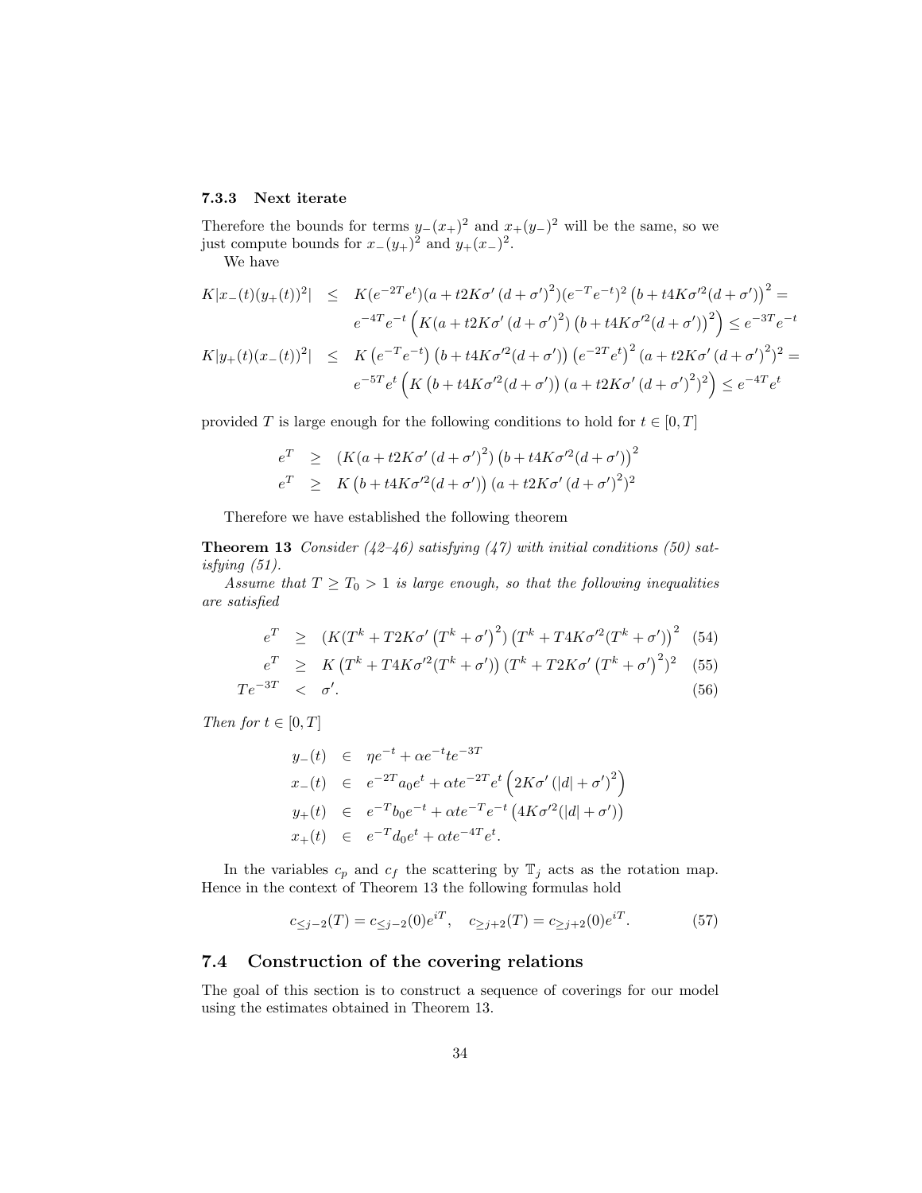### 7.3.3 Next iterate

Therefore the bounds for terms $y_-(x_+)^2$ and $x_+(y_-)^2$ will be the same, so we just compute bounds for $x_-(y_+)^2$ and $y_+(x_-)^2$.

We have

$$
\begin{aligned}
K|x_-(t)(y_+(t))^2| &\leq K(e^{-2T}e^t)(a + t2K\sigma'\left(d+\sigma'\right)^2)(e^{-T}e^{-t})^2\left(b + t4K\sigma'^2(d+\sigma')\right)^2 = \\
&\qquad e^{-4T}e^{-t}\left(K(a + t2K\sigma'\left(d+\sigma'\right)^2)\left(b + t4K\sigma'^2(d+\sigma')\right)^2\right) \leq e^{-3T}e^{-t} \\
K|y_+(t)(x_-(t))^2| &\leq K\left(e^{-T}e^{-t}\right)\left(b + t4K\sigma'^2(d+\sigma')\right)\left(e^{-2T}e^t\right)^2(a + t2K\sigma'\left(d+\sigma'\right)^2)^2 = \\
&\qquad e^{-5T}e^t\left(K\left(b + t4K\sigma'^2(d+\sigma')\right)(a + t2K\sigma'\left(d+\sigma'\right)^2)^2\right) \leq e^{-4T}e^t
\end{aligned}
$$

provided $T$ is large enough for the following conditions to hold for $t \in [0, T]$

$$
\begin{aligned}
e^T &\geq (K(a + t2K\sigma'\left(d+\sigma'\right)^2)\left(b + t4K\sigma'^2(d+\sigma')\right)^2 \\
e^T &\geq K\left(b + t4K\sigma'^2(d+\sigma')\right)(a + t2K\sigma'\left(d+\sigma'\right)^2)^2
\end{aligned}
$$

Therefore we have established the following theorem

**Theorem 13** *Consider (42–46) satisfying (47) with initial conditions (50) satisfying (51).*

*Assume that $T \geq T_0 > 1$ is large enough, so that the following inequalities are satisfied*

$$
\begin{aligned}
e^T &\geq (K(T^k + T2K\sigma'\left(T^k+\sigma'\right)^2)\left(T^k + T4K\sigma'^2(T^k+\sigma')\right)^2 \quad (54)\\
e^T &\geq K\left(T^k + T4K\sigma'^2(T^k+\sigma')\right)(T^k + T2K\sigma'\left(T^k+\sigma'\right)^2)^2 \quad (55)\\
Te^{-3T} &< \sigma'. \quad (56)
\end{aligned}
$$

*Then for $t \in [0, T]$*

$$
\begin{aligned}
y_-(t) &\in \eta e^{-t} + \alpha e^{-t}te^{-3T} \\
x_-(t) &\in e^{-2T}a_0e^t + \alpha te^{-2T}e^t\left(2K\sigma'\left(|d|+\sigma'\right)^2\right) \\
y_+(t) &\in e^{-T}b_0e^{-t} + \alpha te^{-T}e^{-t}\left(4K\sigma'^2(|d|+\sigma')\right) \\
x_+(t) &\in e^{-T}d_0e^t + \alpha te^{-4T}e^t.
\end{aligned}
$$

In the variables $c_p$ and $c_f$ the scattering by $\mathbb{T}_j$ acts as the rotation map. Hence in the context of Theorem 13 the following formulas hold

$$
c_{\leq j-2}(T) = c_{\leq j-2}(0)e^{iT}, \quad c_{\geq j+2}(T) = c_{\geq j+2}(0)e^{iT}. \quad (57)
$$

## 7.4 Construction of the covering relations

The goal of this section is to construct a sequence of coverings for our model using the estimates obtained in Theorem 13.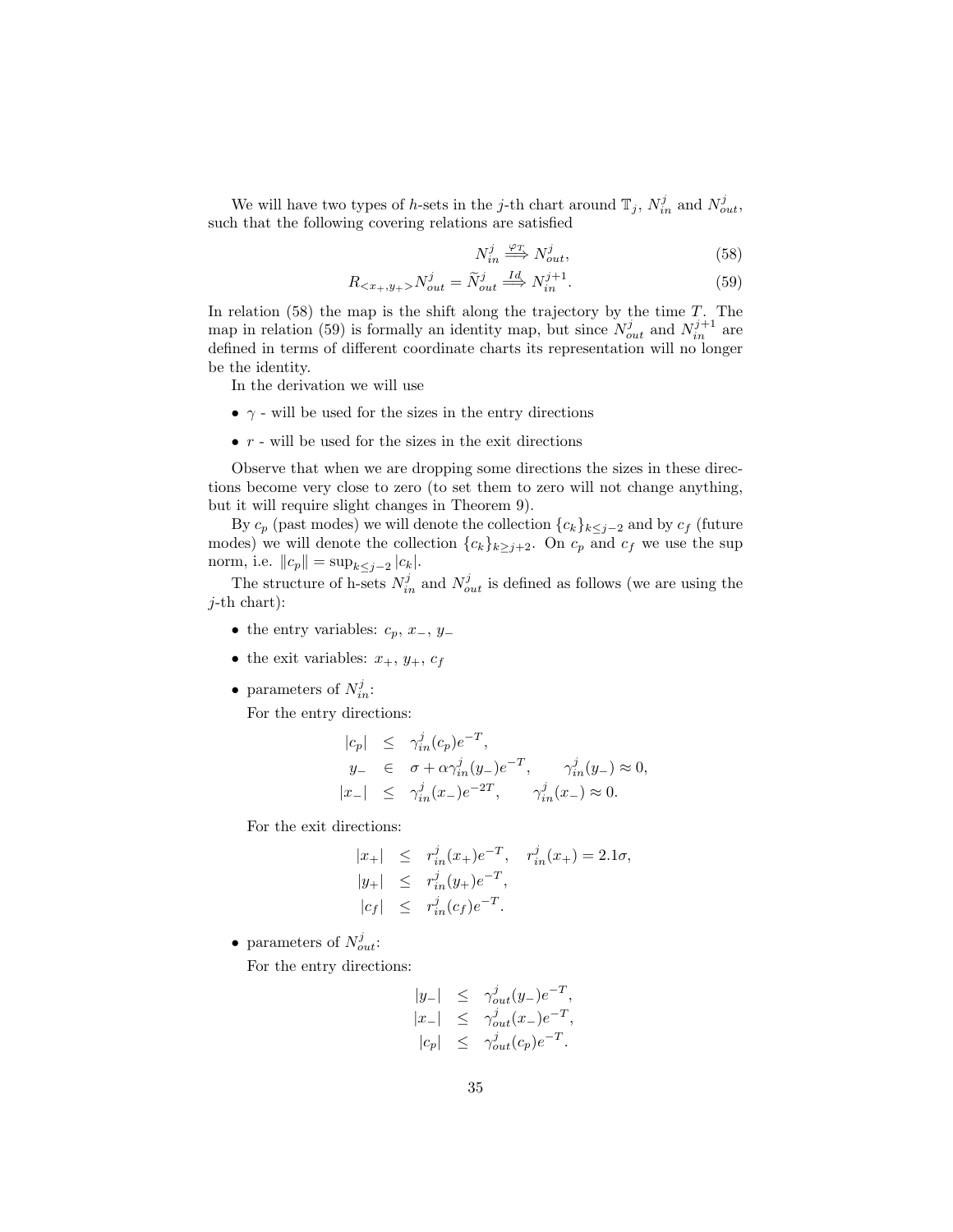We will have two types of $h$-sets in the $j$-th chart around $\mathbb{T}_j$, $N^j_{in}$ and $N^j_{out}$, such that the following covering relations are satisfied

$$N^j_{in} \overset{\varphi_T}{\Longrightarrow} N^j_{out}, \tag{58}$$

$$R_{<x_+,y_+>} N^j_{out} = \widetilde{N}^j_{out} \overset{Id}{\Longrightarrow} N^{j+1}_{in}. \tag{59}$$

In relation (58) the map is the shift along the trajectory by the time $T$. The map in relation (59) is formally an identity map, but since $N^j_{out}$ and $N^{j+1}_{in}$ are defined in terms of different coordinate charts its representation will no longer be the identity.

In the derivation we will use

- $\gamma$ - will be used for the sizes in the entry directions
- $r$ - will be used for the sizes in the exit directions

Observe that when we are dropping some directions the sizes in these directions become very close to zero (to set them to zero will not change anything, but it will require slight changes in Theorem 9).

By $c_p$ (past modes) we will denote the collection $\{c_k\}_{k \leq j-2}$ and by $c_f$ (future modes) we will denote the collection $\{c_k\}_{k \geq j+2}$. On $c_p$ and $c_f$ we use the sup norm, i.e. $\|c_p\| = \sup_{k \leq j-2} |c_k|$.

The structure of h-sets $N^j_{in}$ and $N^j_{out}$ is defined as follows (we are using the $j$-th chart):

- the entry variables: $c_p$, $x_-$, $y_-$
- the exit variables: $x_+$, $y_+$, $c_f$
- parameters of $N^j_{in}$:

  For the entry directions:

$$\begin{aligned}
|c_p| &\leq \gamma^j_{in}(c_p) e^{-T}, \\
y_- &\in \sigma + \alpha \gamma^j_{in}(y_-) e^{-T}, \qquad \gamma^j_{in}(y_-) \approx 0, \\
|x_-| &\leq \gamma^j_{in}(x_-) e^{-2T}, \qquad \gamma^j_{in}(x_-) \approx 0.
\end{aligned}$$

  For the exit directions:

$$\begin{aligned}
|x_+| &\leq r^j_{in}(x_+) e^{-T}, \quad r^j_{in}(x_+) = 2.1\sigma, \\
|y_+| &\leq r^j_{in}(y_+) e^{-T}, \\
|c_f| &\leq r^j_{in}(c_f) e^{-T}.
\end{aligned}$$

- parameters of $N^j_{out}$:

  For the entry directions:

$$\begin{aligned}
|y_-| &\leq \gamma^j_{out}(y_-) e^{-T}, \\
|x_-| &\leq \gamma^j_{out}(x_-) e^{-T}, \\
|c_p| &\leq \gamma^j_{out}(c_p) e^{-T}.
\end{aligned}$$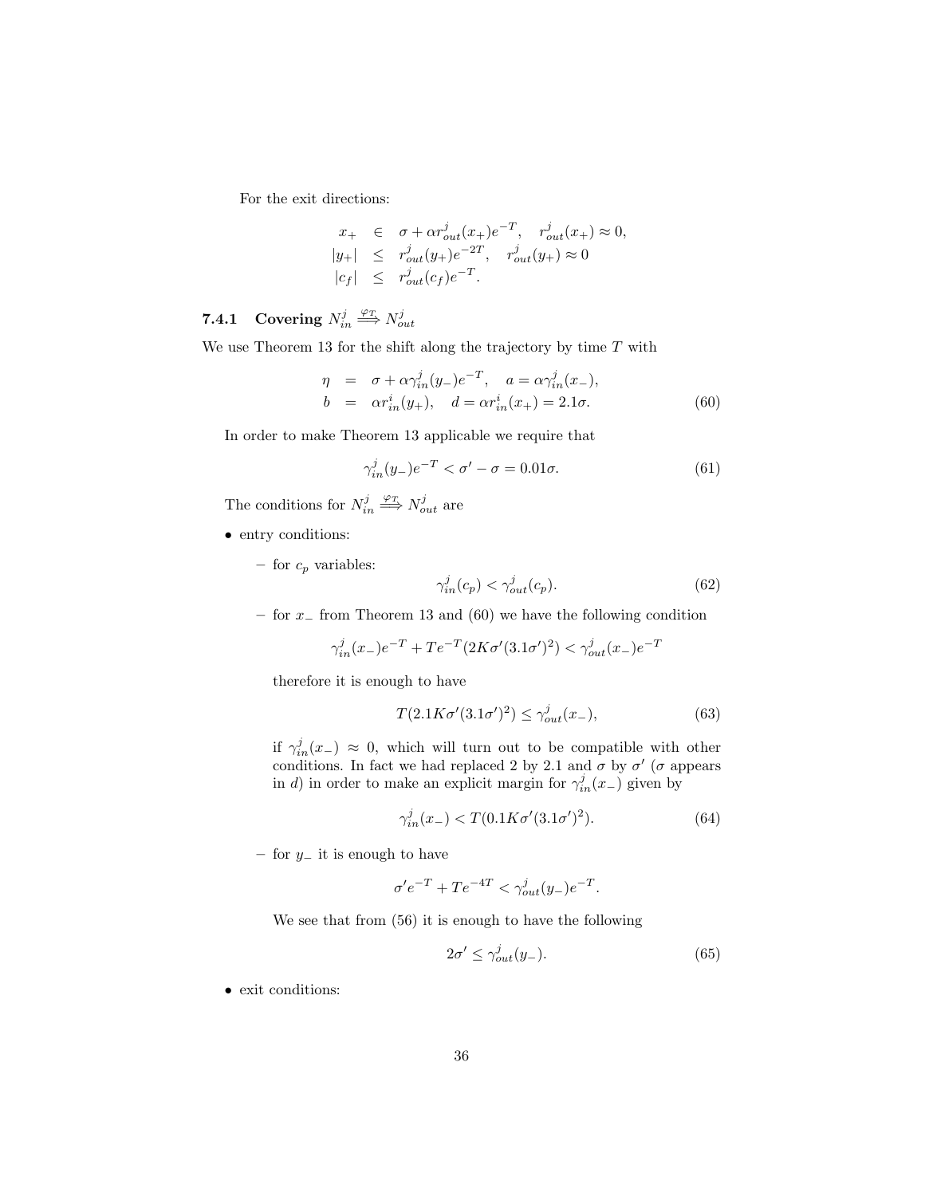For the exit directions:

$$
\begin{aligned}
x_+ &\in \sigma + \alpha r^j_{out}(x_+)e^{-T}, \quad r^j_{out}(x_+) \approx 0, \\
|y_+| &\leq r^j_{out}(y_+)e^{-2T}, \quad r^j_{out}(y_+) \approx 0 \\
|c_f| &\leq r^j_{out}(c_f)e^{-T}.
\end{aligned}
$$

### 7.4.1 Covering $N^j_{in} \overset{\varphi_T}{\Longrightarrow} N^j_{out}$

We use Theorem 13 for the shift along the trajectory by time $T$ with

$$
\begin{aligned}
\eta &= \sigma + \alpha\gamma^j_{in}(y_-)e^{-T}, \quad a = \alpha\gamma^j_{in}(x_-), \\
b &= \alpha r^i_{in}(y_+), \quad d = \alpha r^i_{in}(x_+) = 2.1\sigma.
\end{aligned} \tag{60}
$$

In order to make Theorem 13 applicable we require that

$$
\gamma^j_{in}(y_-)e^{-T} < \sigma' - \sigma = 0.01\sigma. \tag{61}
$$

The conditions for $N^j_{in} \overset{\varphi_T}{\Longrightarrow} N^j_{out}$ are

- entry conditions:
  - for $c_p$ variables:
  $$
  \gamma^j_{in}(c_p) < \gamma^j_{out}(c_p). \tag{62}
  $$
  - for $x_-$ from Theorem 13 and (60) we have the following condition
  $$
  \gamma^j_{in}(x_-)e^{-T} + Te^{-T}(2K\sigma'(3.1\sigma')^2) < \gamma^j_{out}(x_-)e^{-T}
  $$
  therefore it is enough to have
  $$
  T(2.1K\sigma'(3.1\sigma')^2) \leq \gamma^j_{out}(x_-), \tag{63}
  $$
  if $\gamma^j_{in}(x_-) \approx 0$, which will turn out to be compatible with other conditions. In fact we had replaced 2 by 2.1 and $\sigma$ by $\sigma'$ ($\sigma$ appears in $d$) in order to make an explicit margin for $\gamma^j_{in}(x_-)$ given by
  $$
  \gamma^j_{in}(x_-) < T(0.1K\sigma'(3.1\sigma')^2). \tag{64}
  $$
  - for $y_-$ it is enough to have
  $$
  \sigma' e^{-T} + Te^{-4T} < \gamma^j_{out}(y_-)e^{-T}.
  $$
  We see that from (56) it is enough to have the following
  $$
  2\sigma' \leq \gamma^j_{out}(y_-). \tag{65}
  $$
- exit conditions: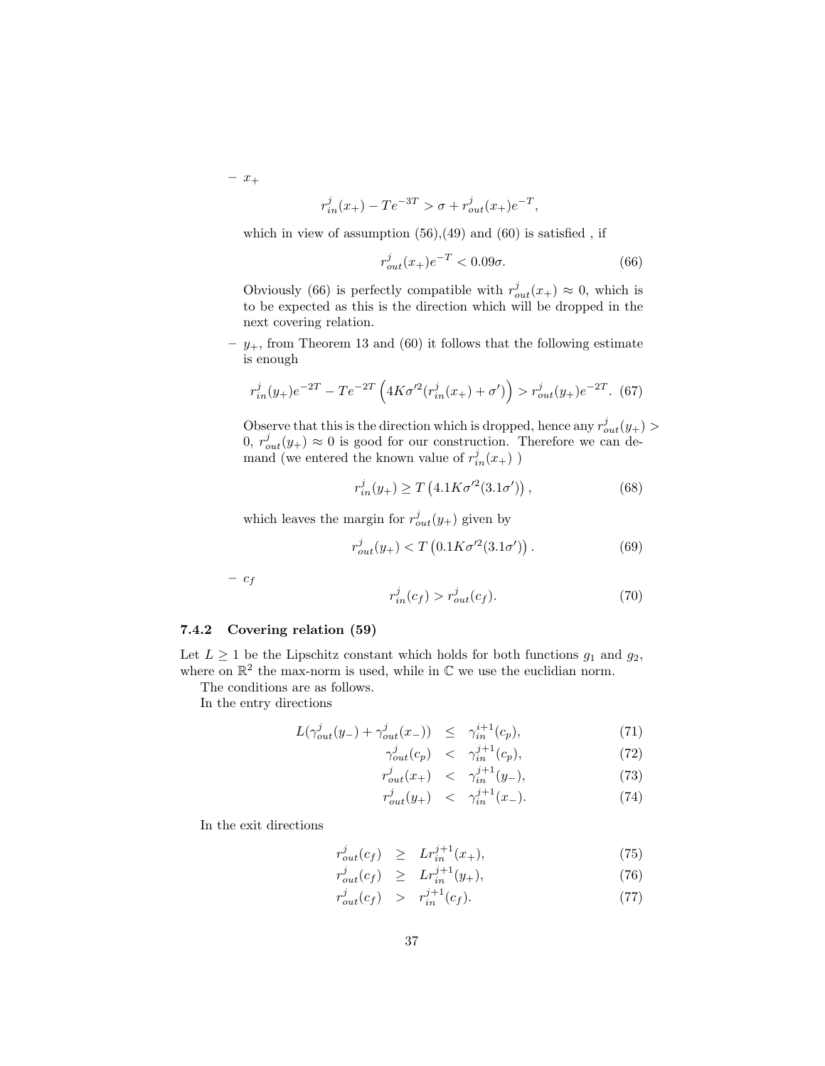– $x_+$

$$r^j_{in}(x_+) - Te^{-3T} > \sigma + r^j_{out}(x_+)e^{-T},$$

which in view of assumption (56),(49) and (60) is satisfied , if

$$r^j_{out}(x_+)e^{-T} < 0.09\sigma. \tag{66}$$

Obviously (66) is perfectly compatible with $r^j_{out}(x_+) \approx 0$, which is to be expected as this is the direction which will be dropped in the next covering relation.

– $y_+$, from Theorem 13 and (60) it follows that the following estimate is enough

$$r^j_{in}(y_+)e^{-2T} - Te^{-2T}\left(4K\sigma'^2(r^j_{in}(x_+) + \sigma')\right) > r^j_{out}(y_+)e^{-2T}. \tag{67}$$

Observe that this is the direction which is dropped, hence any $r^j_{out}(y_+) > 0$, $r^j_{out}(y_+) \approx 0$ is good for our construction. Therefore we can demand (we entered the known value of $r^j_{in}(x_+)$ )

$$r^j_{in}(y_+) \geq T\left(4.1K\sigma'^2(3.1\sigma')\right), \tag{68}$$

which leaves the margin for $r^j_{out}(y_+)$ given by

$$r^j_{out}(y_+) < T\left(0.1K\sigma'^2(3.1\sigma')\right). \tag{69}$$

– $c_f$

$$r^j_{in}(c_f) > r^j_{out}(c_f). \tag{70}$$

### 7.4.2 Covering relation (59)

Let $L \geq 1$ be the Lipschitz constant which holds for both functions $g_1$ and $g_2$, where on $\mathbb{R}^2$ the max-norm is used, while in $\mathbb{C}$ we use the euclidian norm.

The conditions are as follows.

In the entry directions

$$L(\gamma^j_{out}(y_-) + \gamma^j_{out}(x_-)) \leq \gamma^{i+1}_{in}(c_p), \tag{71}$$

$$\gamma^j_{out}(c_p) < \gamma^{j+1}_{in}(c_p), \tag{72}$$

$$r^j_{out}(x_+) < \gamma^{j+1}_{in}(y_-), \tag{73}$$

$$r^j_{out}(y_+) < \gamma^{j+1}_{in}(x_-). \tag{74}$$

In the exit directions

$$r^j_{out}(c_f) \geq Lr^{j+1}_{in}(x_+), \tag{75}$$

$$r^j_{out}(c_f) \geq Lr^{j+1}_{in}(y_+), \tag{76}$$

$$r^j_{out}(c_f) > r^{j+1}_{in}(c_f). \tag{77}$$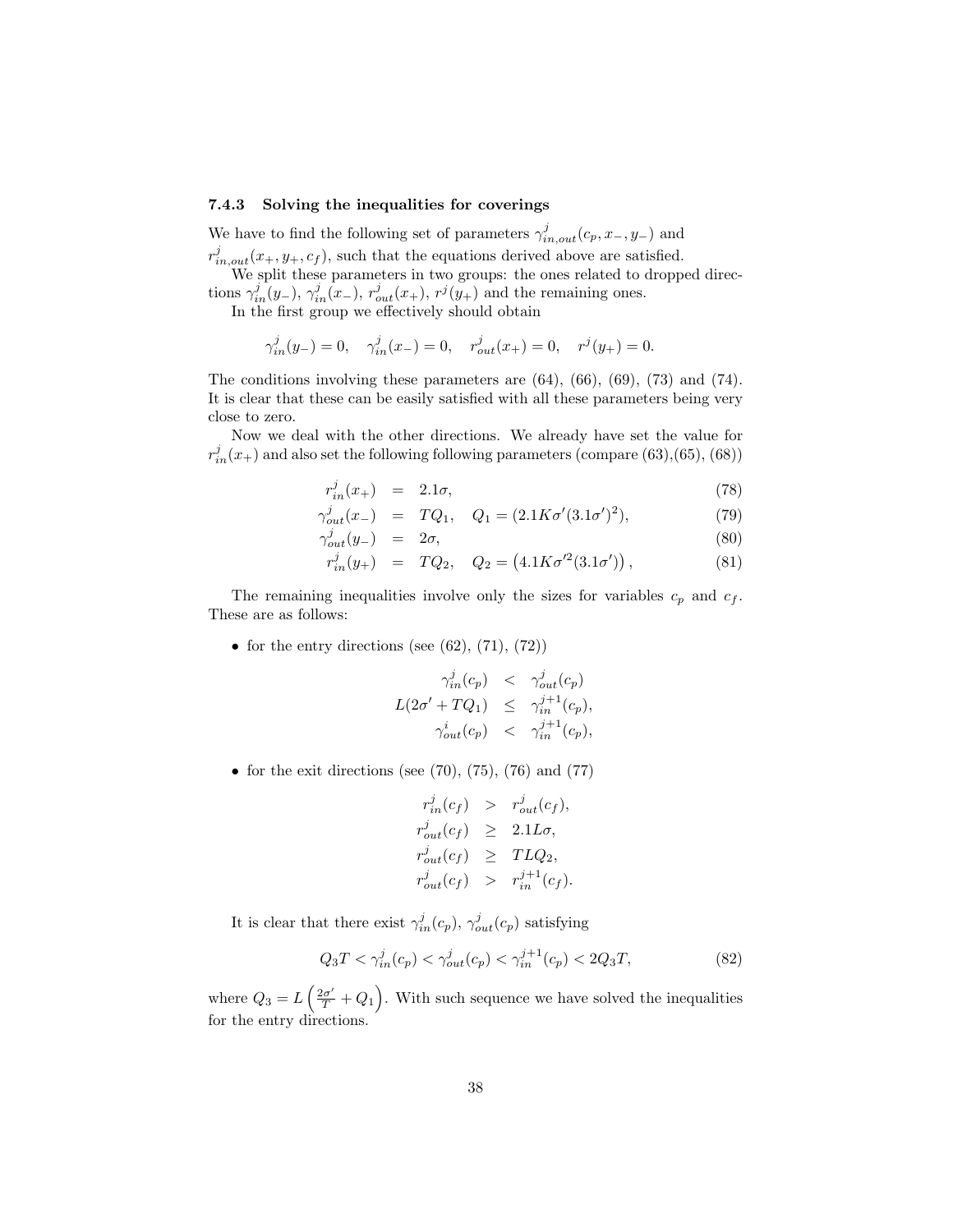### 7.4.3 Solving the inequalities for coverings

We have to find the following set of parameters $\gamma^j_{in,out}(c_p, x_-, y_-)$ and $r^j_{in,out}(x_+, y_+, c_f)$, such that the equations derived above are satisfied.

We split these parameters in two groups: the ones related to dropped directions $\gamma^j_{in}(y_-)$, $\gamma^j_{in}(x_-)$, $r^j_{out}(x_+)$, $r^j(y_+)$ and the remaining ones.

In the first group we effectively should obtain

$$\gamma^j_{in}(y_-) = 0, \quad \gamma^j_{in}(x_-) = 0, \quad r^j_{out}(x_+) = 0, \quad r^j(y_+) = 0.$$

The conditions involving these parameters are (64), (66), (69), (73) and (74). It is clear that these can be easily satisfied with all these parameters being very close to zero.

Now we deal with the other directions. We already have set the value for $r^j_{in}(x_+)$ and also set the following following parameters (compare (63),(65), (68))

$$
\begin{aligned}
r^j_{in}(x_+) &= 2.1\sigma, && (78)\\
\gamma^j_{out}(x_-) &= TQ_1, \quad Q_1 = (2.1K\sigma'(3.1\sigma')^2), && (79)\\
\gamma^j_{out}(y_-) &= 2\sigma, && (80)\\
r^j_{in}(y_+) &= TQ_2, \quad Q_2 = \left(4.1K\sigma'^2(3.1\sigma')\right), && (81)
\end{aligned}
$$

The remaining inequalities involve only the sizes for variables $c_p$ and $c_f$. These are as follows:

- for the entry directions (see (62), (71), (72))

$$
\begin{aligned}
\gamma^j_{in}(c_p) &< \gamma^j_{out}(c_p)\\
L(2\sigma' + TQ_1) &\leq \gamma^{j+1}_{in}(c_p),\\
\gamma^i_{out}(c_p) &< \gamma^{j+1}_{in}(c_p),
\end{aligned}
$$

- for the exit directions (see (70), (75), (76) and (77)

$$
\begin{aligned}
r^j_{in}(c_f) &> r^j_{out}(c_f),\\
r^j_{out}(c_f) &\geq 2.1L\sigma,\\
r^j_{out}(c_f) &\geq TLQ_2,\\
r^j_{out}(c_f) &> r^{j+1}_{in}(c_f).
\end{aligned}
$$

It is clear that there exist $\gamma^j_{in}(c_p)$, $\gamma^j_{out}(c_p)$ satisfying

$$Q_3 T < \gamma^j_{in}(c_p) < \gamma^j_{out}(c_p) < \gamma^{j+1}_{in}(c_p) < 2Q_3 T, \qquad (82)$$

where $Q_3 = L\left(\frac{2\sigma'}{T} + Q_1\right)$. With such sequence we have solved the inequalities for the entry directions.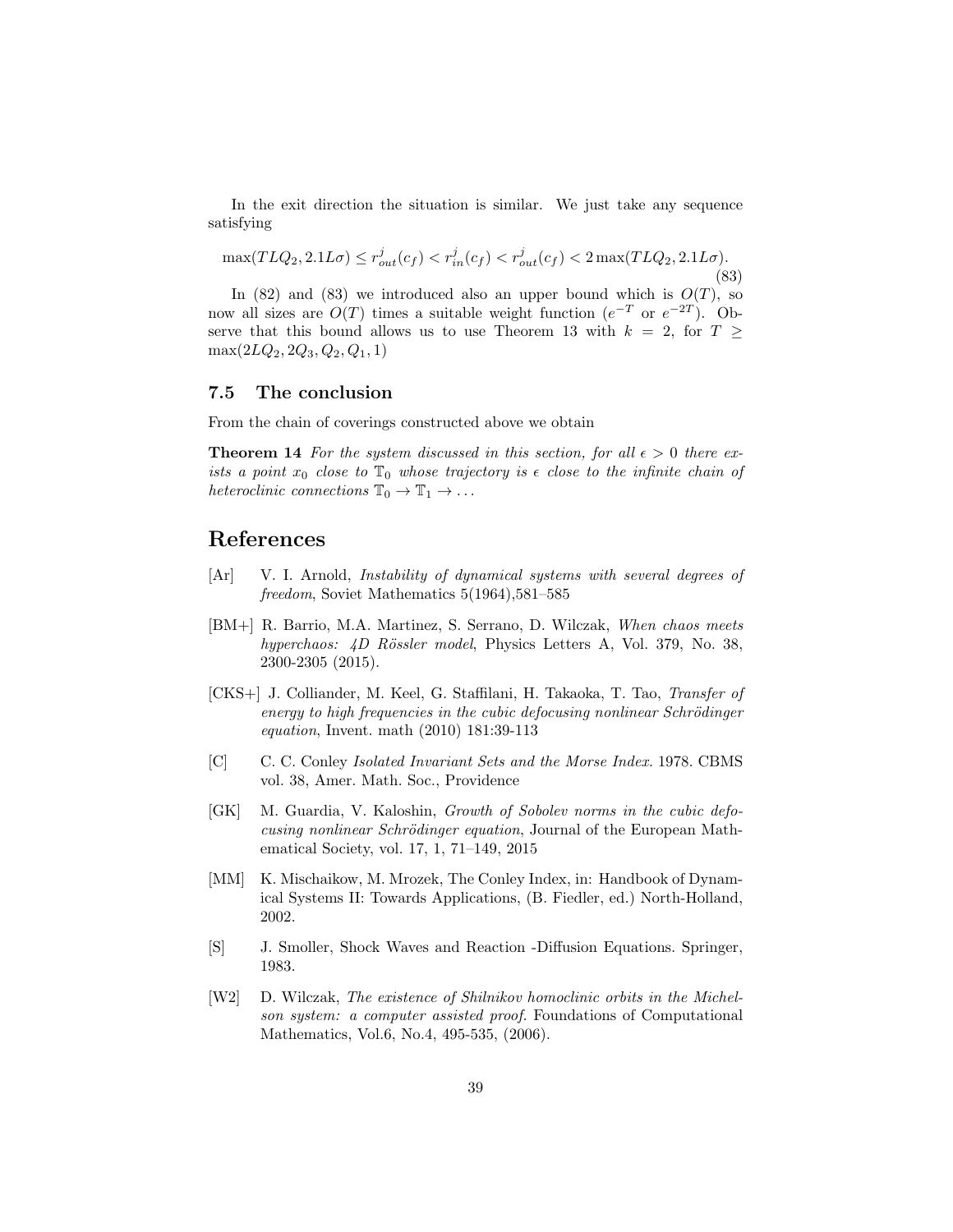In the exit direction the situation is similar. We just take any sequence satisfying

$$\max(TLQ_2, 2.1L\sigma) \leq r^j_{out}(c_f) < r^j_{in}(c_f) < r^j_{out}(c_f) < 2\max(TLQ_2, 2.1L\sigma). \tag{83}$$

In (82) and (83) we introduced also an upper bound which is $O(T)$, so now all sizes are $O(T)$ times a suitable weight function ($e^{-T}$ or $e^{-2T}$). Observe that this bound allows us to use Theorem 13 with $k = 2$, for $T \geq \max(2LQ_2, 2Q_3, Q_2, Q_1, 1)$

### 7.5 The conclusion

From the chain of coverings constructed above we obtain

**Theorem 14** *For the system discussed in this section, for all $\epsilon > 0$ there exists a point $x_0$ close to $\mathbb{T}_0$ whose trajectory is $\epsilon$ close to the infinite chain of heteroclinic connections $\mathbb{T}_0 \to \mathbb{T}_1 \to \dots$*

## References

[Ar] V. I. Arnold, *Instability of dynamical systems with several degrees of freedom*, Soviet Mathematics 5(1964),581–585

[BM+] R. Barrio, M.A. Martinez, S. Serrano, D. Wilczak, *When chaos meets hyperchaos: 4D Rössler model*, Physics Letters A, Vol. 379, No. 38, 2300-2305 (2015).

[CKS+] J. Colliander, M. Keel, G. Staffilani, H. Takaoka, T. Tao, *Transfer of energy to high frequencies in the cubic defocusing nonlinear Schrödinger equation*, Invent. math (2010) 181:39-113

[C] C. C. Conley *Isolated Invariant Sets and the Morse Index.* 1978. CBMS vol. 38, Amer. Math. Soc., Providence

[GK] M. Guardia, V. Kaloshin, *Growth of Sobolev norms in the cubic defocusing nonlinear Schrödinger equation*, Journal of the European Mathematical Society, vol. 17, 1, 71–149, 2015

[MM] K. Mischaikow, M. Mrozek, The Conley Index, in: Handbook of Dynamical Systems II: Towards Applications, (B. Fiedler, ed.) North-Holland, 2002.

[S] J. Smoller, Shock Waves and Reaction -Diffusion Equations. Springer, 1983.

[W2] D. Wilczak, *The existence of Shilnikov homoclinic orbits in the Michelson system: a computer assisted proof.* Foundations of Computational Mathematics, Vol.6, No.4, 495-535, (2006).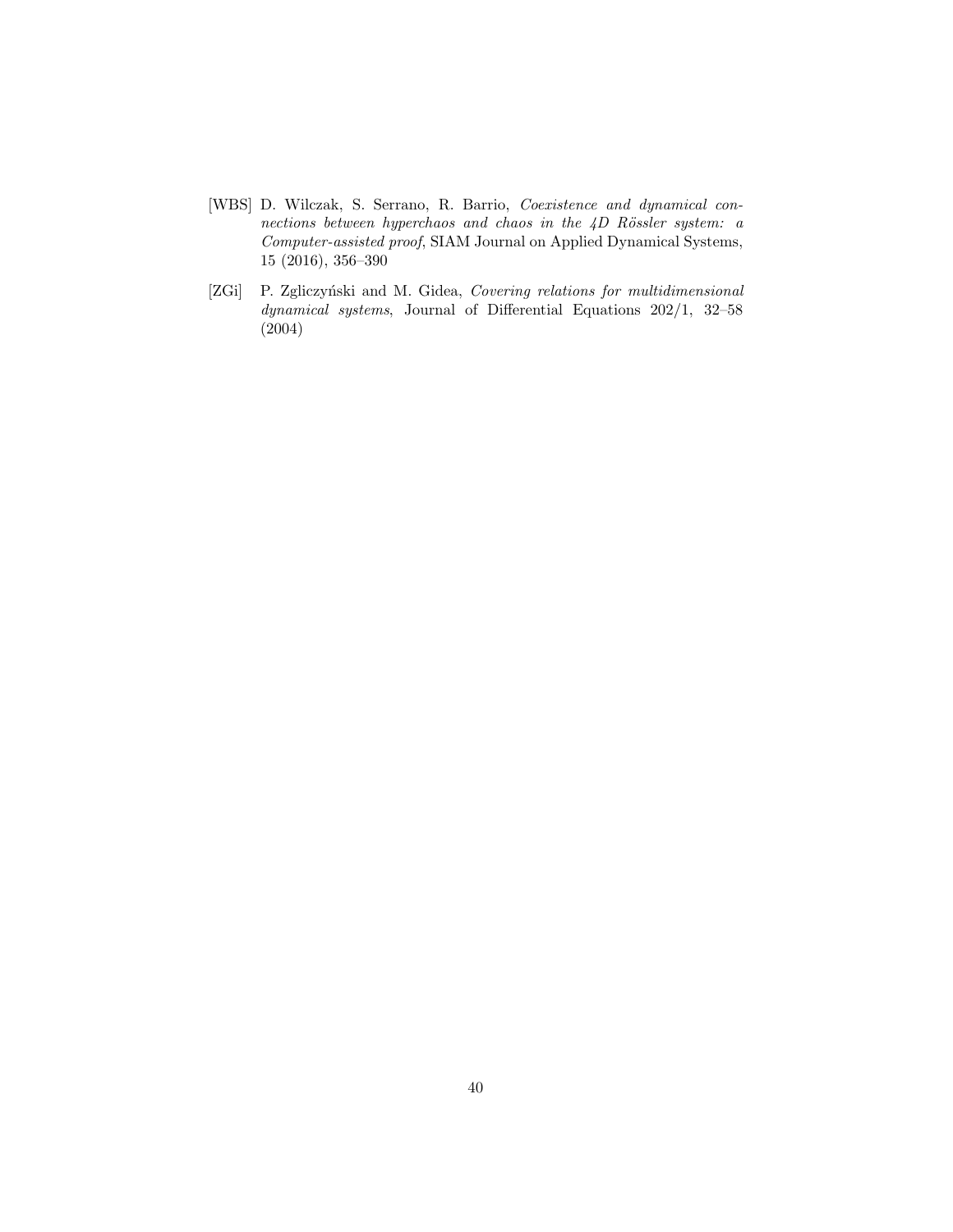[WBS] D. Wilczak, S. Serrano, R. Barrio, *Coexistence and dynamical connections between hyperchaos and chaos in the 4D Rössler system: a Computer-assisted proof*, SIAM Journal on Applied Dynamical Systems, 15 (2016), 356–390

[ZGi] P. Zgliczyński and M. Gidea, *Covering relations for multidimensional dynamical systems*, Journal of Differential Equations 202/1, 32–58 (2004)